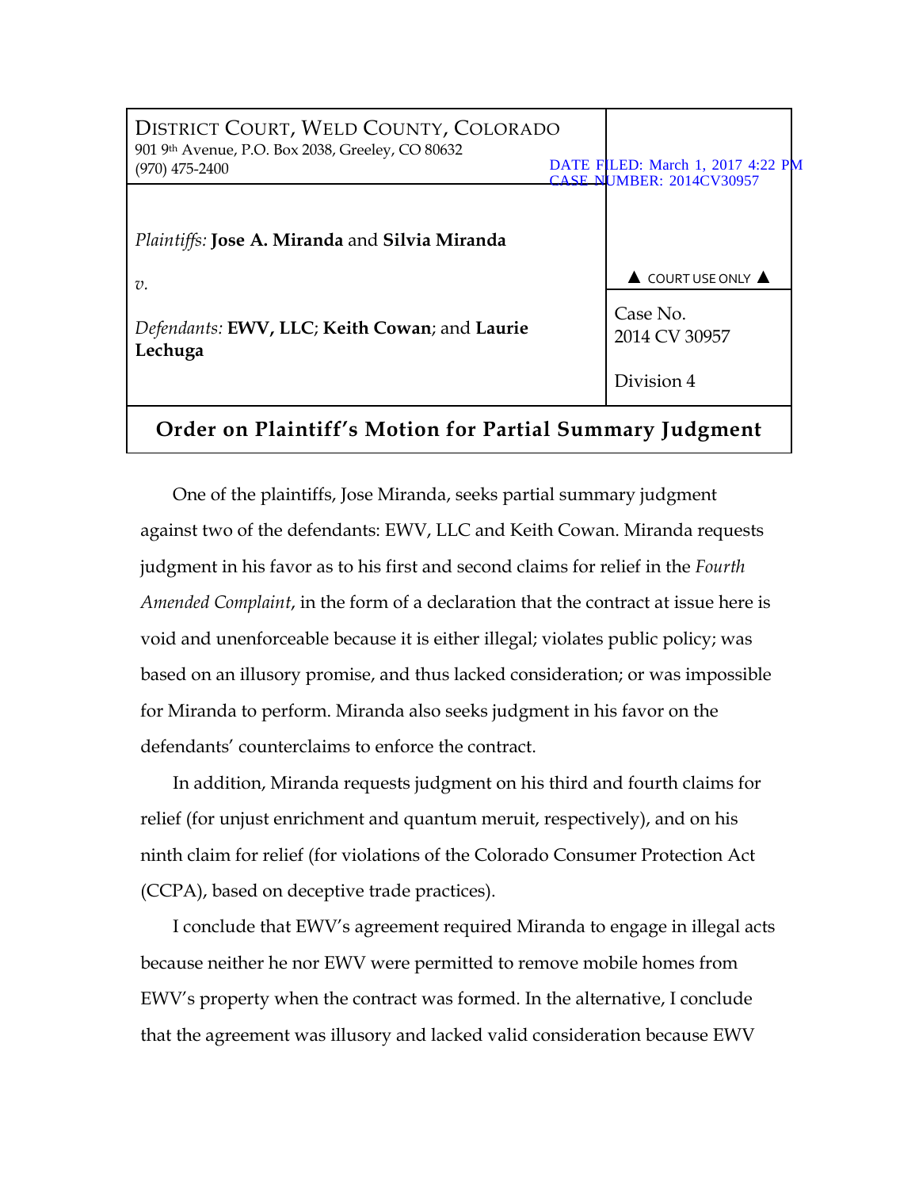| | |
|---|---|
| DISTRICT COURT, WELD COUNTY, COLORADO<br>901 9th Avenue, P.O. Box 2038, Greeley, CO 80632<br>(970) 475-2400 | DATE FILED: March 1, 2017 4:22 PM<br>CASE NUMBER: 2014CV30957 |
| *Plaintiffs:* **Jose A. Miranda** and **Silvia Miranda**<br><br>*v.*<br><br>*Defendants:* **EWV, LLC**; **Keith Cowan**; and **Laurie Lechuga** | ▲ COURT USE ONLY ▲<br><br>Case No.<br>2014 CV 30957<br><br>Division 4 |

# Order on Plaintiff's Motion for Partial Summary Judgment

One of the plaintiffs, Jose Miranda, seeks partial summary judgment against two of the defendants: EWV, LLC and Keith Cowan. Miranda requests judgment in his favor as to his first and second claims for relief in the *Fourth Amended Complaint*, in the form of a declaration that the contract at issue here is void and unenforceable because it is either illegal; violates public policy; was based on an illusory promise, and thus lacked consideration; or was impossible for Miranda to perform. Miranda also seeks judgment in his favor on the defendants' counterclaims to enforce the contract.

In addition, Miranda requests judgment on his third and fourth claims for relief (for unjust enrichment and quantum meruit, respectively), and on his ninth claim for relief (for violations of the Colorado Consumer Protection Act (CCPA), based on deceptive trade practices).

I conclude that EWV's agreement required Miranda to engage in illegal acts because neither he nor EWV were permitted to remove mobile homes from EWV's property when the contract was formed. In the alternative, I conclude that the agreement was illusory and lacked valid consideration because EWV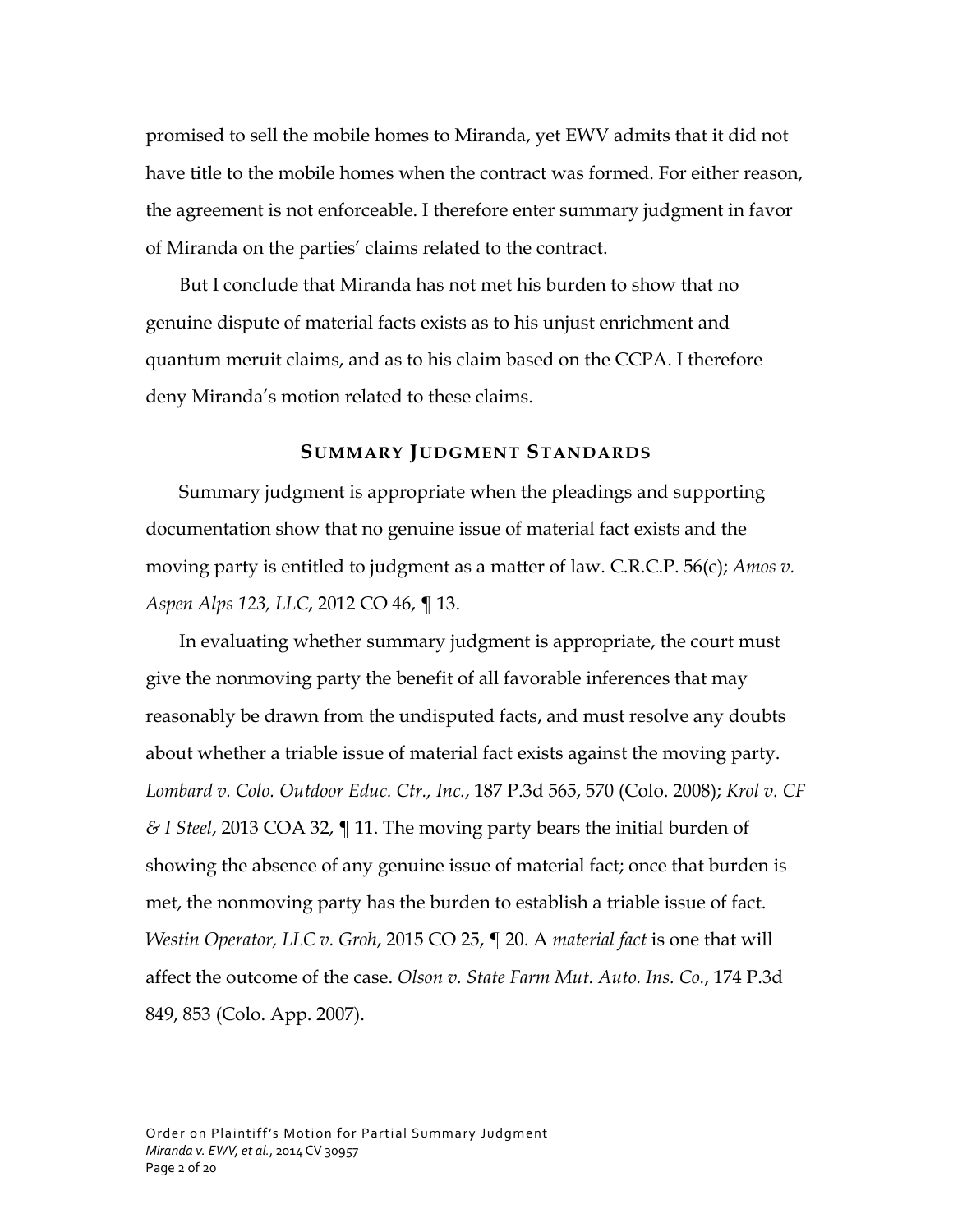promised to sell the mobile homes to Miranda, yet EWV admits that it did not have title to the mobile homes when the contract was formed. For either reason, the agreement is not enforceable. I therefore enter summary judgment in favor of Miranda on the parties' claims related to the contract.

But I conclude that Miranda has not met his burden to show that no genuine dispute of material facts exists as to his unjust enrichment and quantum meruit claims, and as to his claim based on the CCPA. I therefore deny Miranda's motion related to these claims.

## SUMMARY JUDGMENT STANDARDS

Summary judgment is appropriate when the pleadings and supporting documentation show that no genuine issue of material fact exists and the moving party is entitled to judgment as a matter of law. C.R.C.P. 56(c); *Amos v. Aspen Alps 123, LLC*, 2012 CO 46, ¶ 13.

In evaluating whether summary judgment is appropriate, the court must give the nonmoving party the benefit of all favorable inferences that may reasonably be drawn from the undisputed facts, and must resolve any doubts about whether a triable issue of material fact exists against the moving party. *Lombard v. Colo. Outdoor Educ. Ctr., Inc.*, 187 P.3d 565, 570 (Colo. 2008); *Krol v. CF & I Steel*, 2013 COA 32, ¶ 11. The moving party bears the initial burden of showing the absence of any genuine issue of material fact; once that burden is met, the nonmoving party has the burden to establish a triable issue of fact. *Westin Operator, LLC v. Groh*, 2015 CO 25, ¶ 20. A *material fact* is one that will affect the outcome of the case. *Olson v. State Farm Mut. Auto. Ins. Co.*, 174 P.3d 849, 853 (Colo. App. 2007).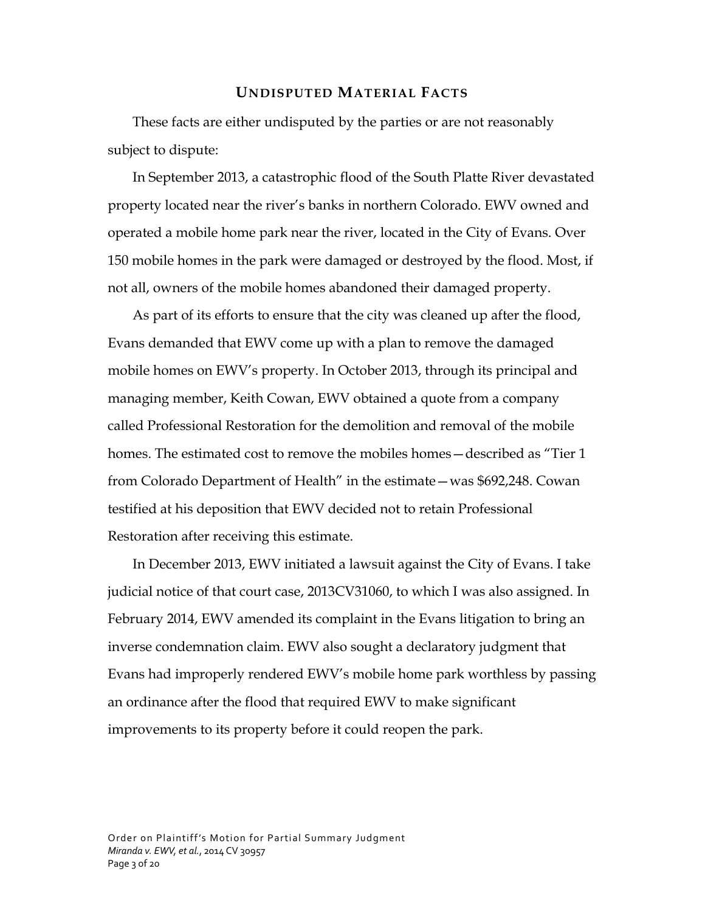## UNDISPUTED MATERIAL FACTS

These facts are either undisputed by the parties or are not reasonably subject to dispute:

In September 2013, a catastrophic flood of the South Platte River devastated property located near the river's banks in northern Colorado. EWV owned and operated a mobile home park near the river, located in the City of Evans. Over 150 mobile homes in the park were damaged or destroyed by the flood. Most, if not all, owners of the mobile homes abandoned their damaged property.

As part of its efforts to ensure that the city was cleaned up after the flood, Evans demanded that EWV come up with a plan to remove the damaged mobile homes on EWV's property. In October 2013, through its principal and managing member, Keith Cowan, EWV obtained a quote from a company called Professional Restoration for the demolition and removal of the mobile homes. The estimated cost to remove the mobiles homes—described as "Tier 1 from Colorado Department of Health" in the estimate—was $692,248. Cowan testified at his deposition that EWV decided not to retain Professional Restoration after receiving this estimate.

In December 2013, EWV initiated a lawsuit against the City of Evans. I take judicial notice of that court case, 2013CV31060, to which I was also assigned. In February 2014, EWV amended its complaint in the Evans litigation to bring an inverse condemnation claim. EWV also sought a declaratory judgment that Evans had improperly rendered EWV's mobile home park worthless by passing an ordinance after the flood that required EWV to make significant improvements to its property before it could reopen the park.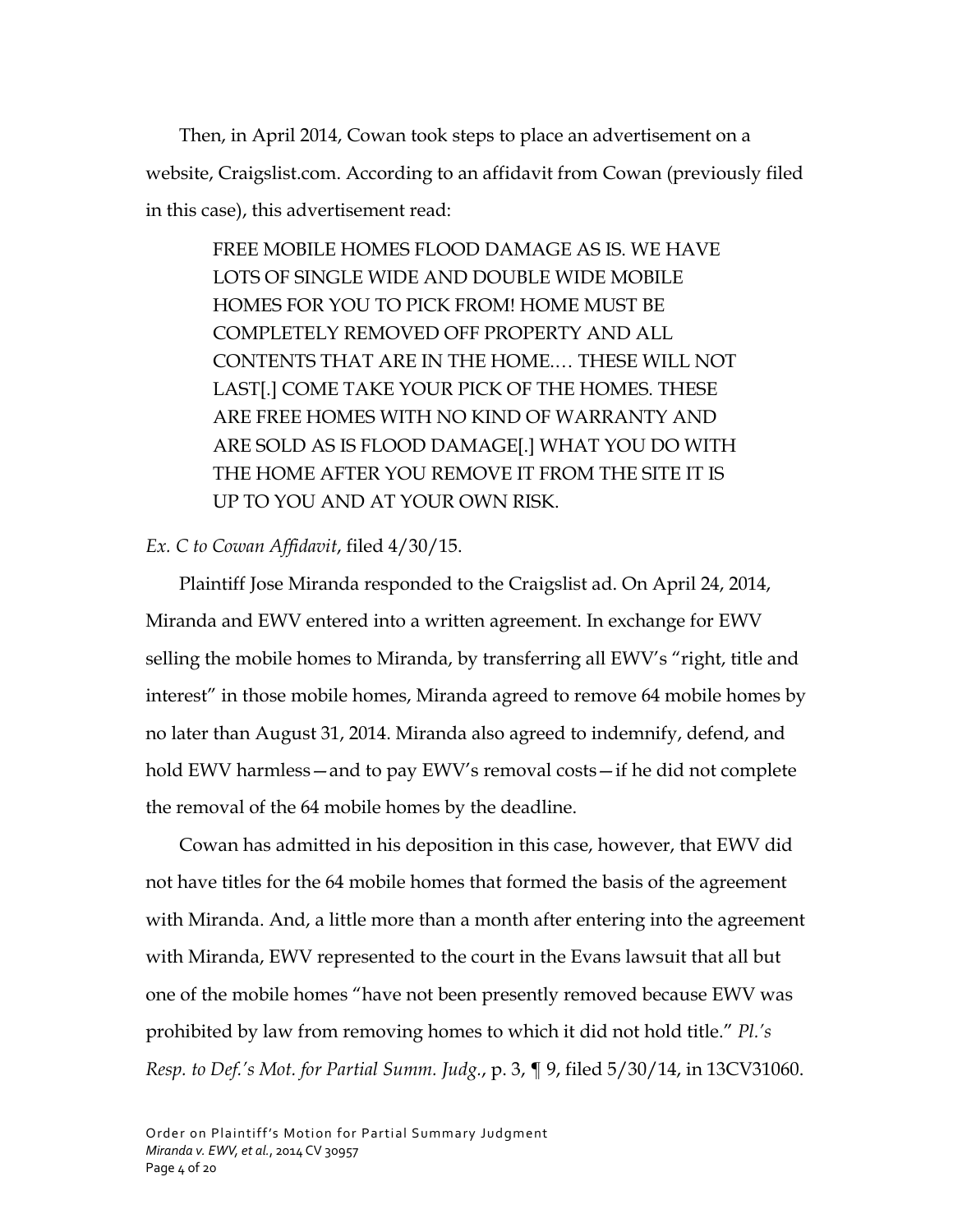Then, in April 2014, Cowan took steps to place an advertisement on a website, Craigslist.com. According to an affidavit from Cowan (previously filed in this case), this advertisement read:

> FREE MOBILE HOMES FLOOD DAMAGE AS IS. WE HAVE LOTS OF SINGLE WIDE AND DOUBLE WIDE MOBILE HOMES FOR YOU TO PICK FROM! HOME MUST BE COMPLETELY REMOVED OFF PROPERTY AND ALL CONTENTS THAT ARE IN THE HOME.… THESE WILL NOT LAST[.] COME TAKE YOUR PICK OF THE HOMES. THESE ARE FREE HOMES WITH NO KIND OF WARRANTY AND ARE SOLD AS IS FLOOD DAMAGE[.] WHAT YOU DO WITH THE HOME AFTER YOU REMOVE IT FROM THE SITE IT IS UP TO YOU AND AT YOUR OWN RISK.

*Ex. C to Cowan Affidavit*, filed 4/30/15.

Plaintiff Jose Miranda responded to the Craigslist ad. On April 24, 2014, Miranda and EWV entered into a written agreement. In exchange for EWV selling the mobile homes to Miranda, by transferring all EWV's "right, title and interest" in those mobile homes, Miranda agreed to remove 64 mobile homes by no later than August 31, 2014. Miranda also agreed to indemnify, defend, and hold EWV harmless—and to pay EWV's removal costs—if he did not complete the removal of the 64 mobile homes by the deadline.

Cowan has admitted in his deposition in this case, however, that EWV did not have titles for the 64 mobile homes that formed the basis of the agreement with Miranda. And, a little more than a month after entering into the agreement with Miranda, EWV represented to the court in the Evans lawsuit that all but one of the mobile homes "have not been presently removed because EWV was prohibited by law from removing homes to which it did not hold title." *Pl.'s Resp. to Def.'s Mot. for Partial Summ. Judg.*, p. 3, ¶ 9, filed 5/30/14, in 13CV31060.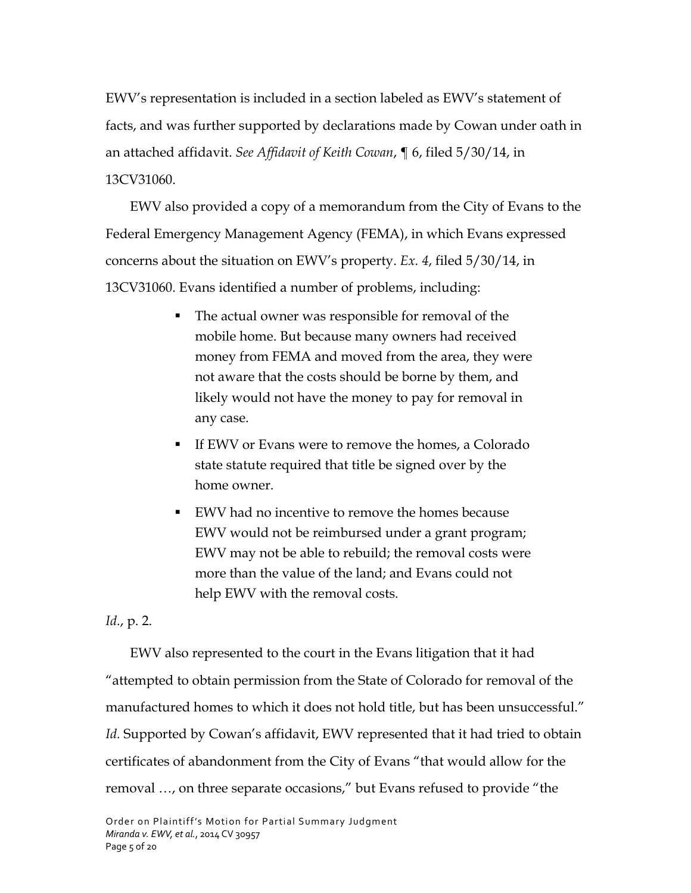EWV's representation is included in a section labeled as EWV's statement of facts, and was further supported by declarations made by Cowan under oath in an attached affidavit. *See Affidavit of Keith Cowan*, ¶ 6, filed 5/30/14, in 13CV31060.

EWV also provided a copy of a memorandum from the City of Evans to the Federal Emergency Management Agency (FEMA), in which Evans expressed concerns about the situation on EWV's property. *Ex. 4*, filed 5/30/14, in 13CV31060. Evans identified a number of problems, including:

- The actual owner was responsible for removal of the mobile home. But because many owners had received money from FEMA and moved from the area, they were not aware that the costs should be borne by them, and likely would not have the money to pay for removal in any case.
- If EWV or Evans were to remove the homes, a Colorado state statute required that title be signed over by the home owner.
- EWV had no incentive to remove the homes because EWV would not be reimbursed under a grant program; EWV may not be able to rebuild; the removal costs were more than the value of the land; and Evans could not help EWV with the removal costs.

*Id.*, p. 2.

EWV also represented to the court in the Evans litigation that it had "attempted to obtain permission from the State of Colorado for removal of the manufactured homes to which it does not hold title, but has been unsuccessful." *Id.* Supported by Cowan's affidavit, EWV represented that it had tried to obtain certificates of abandonment from the City of Evans "that would allow for the removal …, on three separate occasions," but Evans refused to provide "the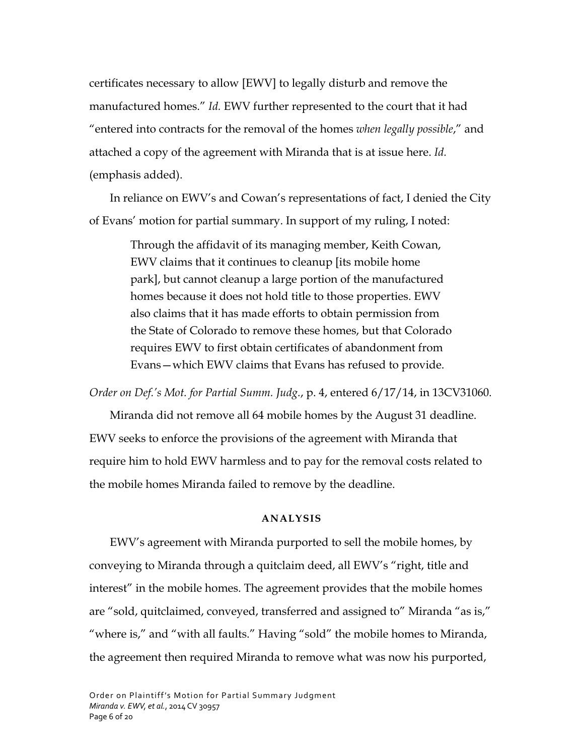certificates necessary to allow [EWV] to legally disturb and remove the manufactured homes." *Id.* EWV further represented to the court that it had "entered into contracts for the removal of the homes *when legally possible*," and attached a copy of the agreement with Miranda that is at issue here. *Id.* (emphasis added).

In reliance on EWV's and Cowan's representations of fact, I denied the City of Evans' motion for partial summary. In support of my ruling, I noted:

> Through the affidavit of its managing member, Keith Cowan, EWV claims that it continues to cleanup [its mobile home park], but cannot cleanup a large portion of the manufactured homes because it does not hold title to those properties. EWV also claims that it has made efforts to obtain permission from the State of Colorado to remove these homes, but that Colorado requires EWV to first obtain certificates of abandonment from Evans—which EWV claims that Evans has refused to provide.

*Order on Def.'s Mot. for Partial Summ. Judg.*, p. 4, entered 6/17/14, in 13CV31060.

Miranda did not remove all 64 mobile homes by the August 31 deadline. EWV seeks to enforce the provisions of the agreement with Miranda that require him to hold EWV harmless and to pay for the removal costs related to the mobile homes Miranda failed to remove by the deadline.

## ANALYSIS

EWV's agreement with Miranda purported to sell the mobile homes, by conveying to Miranda through a quitclaim deed, all EWV's "right, title and interest" in the mobile homes. The agreement provides that the mobile homes are "sold, quitclaimed, conveyed, transferred and assigned to" Miranda "as is," "where is," and "with all faults." Having "sold" the mobile homes to Miranda, the agreement then required Miranda to remove what was now his purported,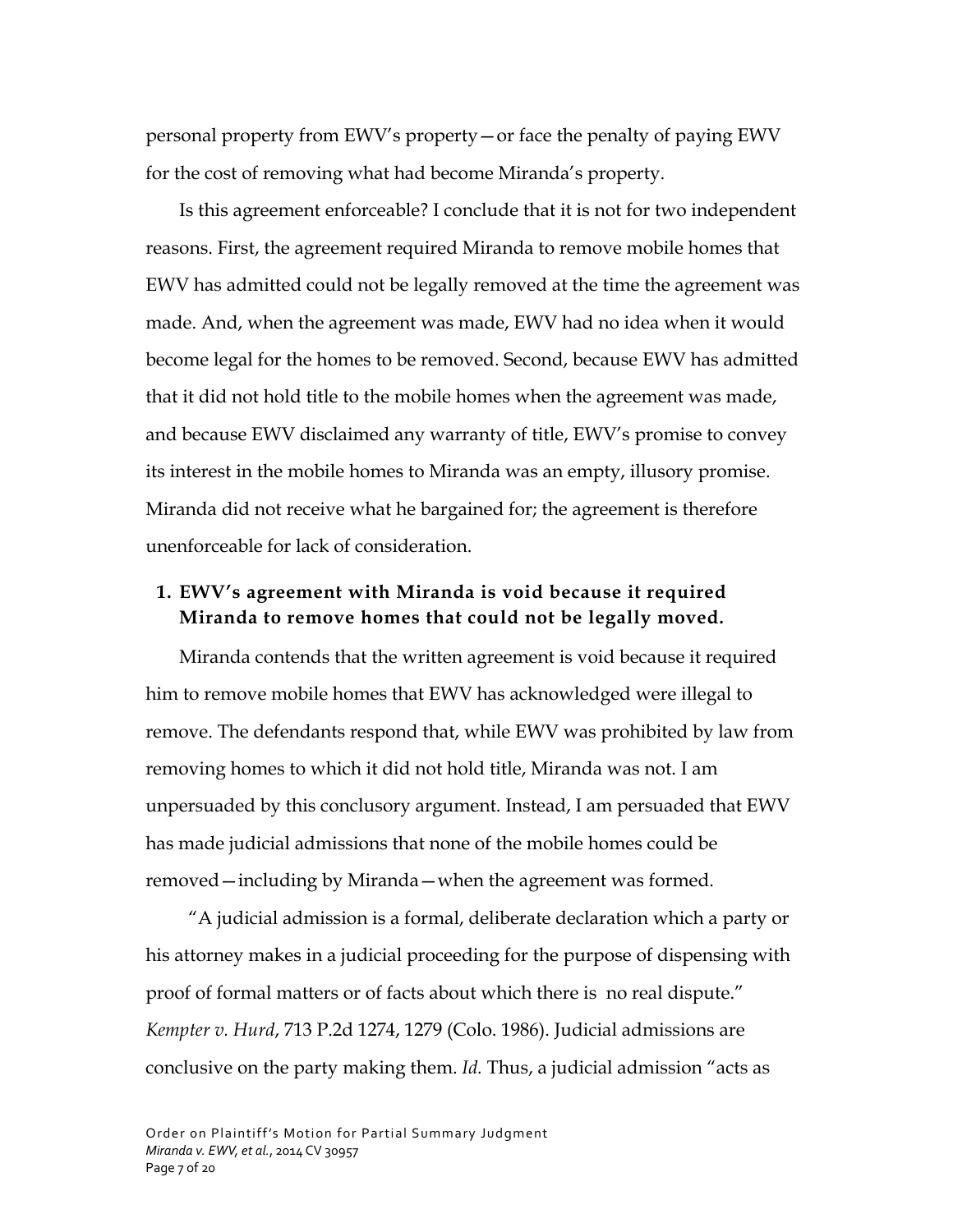personal property from EWV's property—or face the penalty of paying EWV for the cost of removing what had become Miranda's property.

Is this agreement enforceable? I conclude that it is not for two independent reasons. First, the agreement required Miranda to remove mobile homes that EWV has admitted could not be legally removed at the time the agreement was made. And, when the agreement was made, EWV had no idea when it would become legal for the homes to be removed. Second, because EWV has admitted that it did not hold title to the mobile homes when the agreement was made, and because EWV disclaimed any warranty of title, EWV's promise to convey its interest in the mobile homes to Miranda was an empty, illusory promise. Miranda did not receive what he bargained for; the agreement is therefore unenforceable for lack of consideration.

### 1. EWV's agreement with Miranda is void because it required Miranda to remove homes that could not be legally moved.

Miranda contends that the written agreement is void because it required him to remove mobile homes that EWV has acknowledged were illegal to remove. The defendants respond that, while EWV was prohibited by law from removing homes to which it did not hold title, Miranda was not. I am unpersuaded by this conclusory argument. Instead, I am persuaded that EWV has made judicial admissions that none of the mobile homes could be removed—including by Miranda—when the agreement was formed.

"A judicial admission is a formal, deliberate declaration which a party or his attorney makes in a judicial proceeding for the purpose of dispensing with proof of formal matters or of facts about which there is no real dispute." *Kempter v. Hurd*, 713 P.2d 1274, 1279 (Colo. 1986). Judicial admissions are conclusive on the party making them. *Id.* Thus, a judicial admission "acts as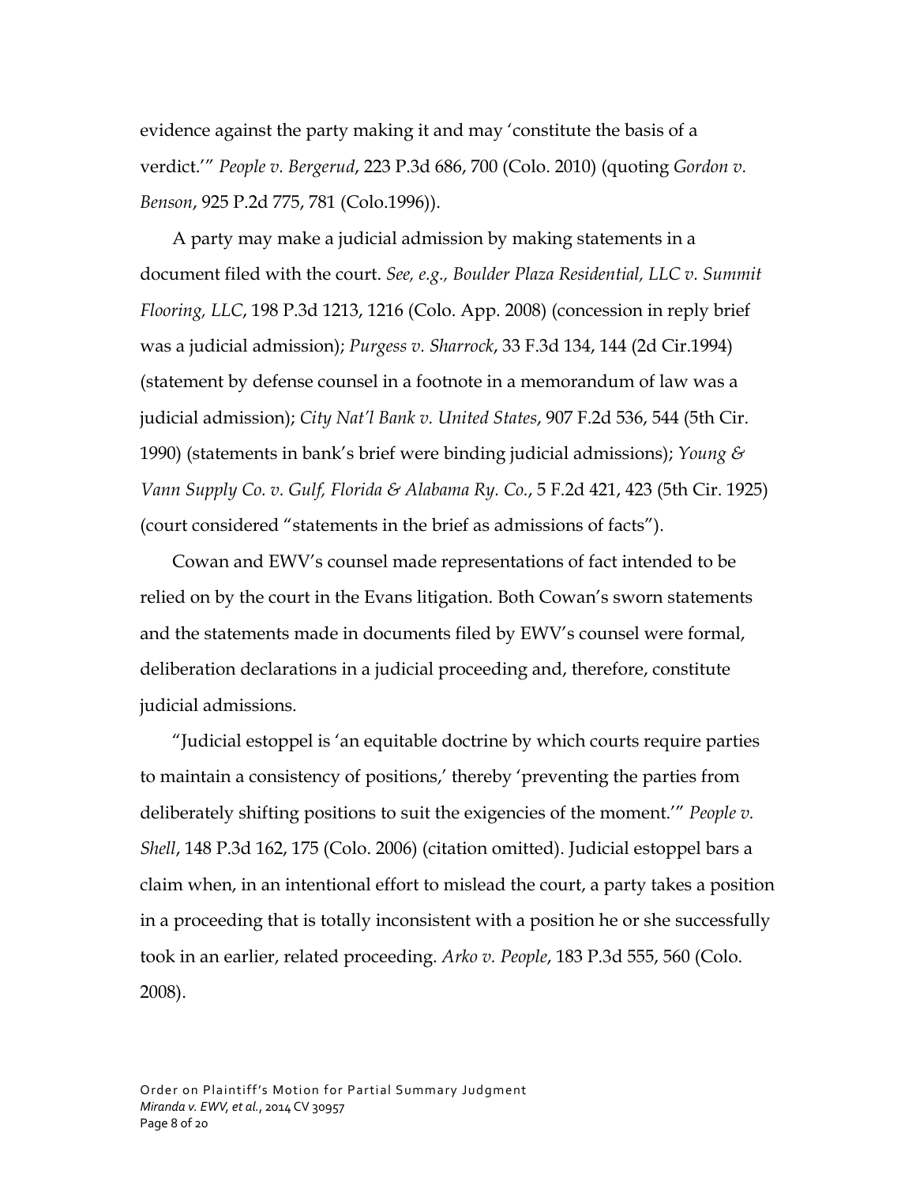evidence against the party making it and may 'constitute the basis of a verdict.'" *People v. Bergerud*, 223 P.3d 686, 700 (Colo. 2010) (quoting *Gordon v. Benson*, 925 P.2d 775, 781 (Colo.1996)).

A party may make a judicial admission by making statements in a document filed with the court. *See, e.g., Boulder Plaza Residential, LLC v. Summit Flooring, LLC*, 198 P.3d 1213, 1216 (Colo. App. 2008) (concession in reply brief was a judicial admission); *Purgess v. Sharrock*, 33 F.3d 134, 144 (2d Cir.1994) (statement by defense counsel in a footnote in a memorandum of law was a judicial admission); *City Nat'l Bank v. United States*, 907 F.2d 536, 544 (5th Cir. 1990) (statements in bank's brief were binding judicial admissions); *Young & Vann Supply Co. v. Gulf, Florida & Alabama Ry. Co.*, 5 F.2d 421, 423 (5th Cir. 1925) (court considered "statements in the brief as admissions of facts").

Cowan and EWV's counsel made representations of fact intended to be relied on by the court in the Evans litigation. Both Cowan's sworn statements and the statements made in documents filed by EWV's counsel were formal, deliberation declarations in a judicial proceeding and, therefore, constitute judicial admissions.

"Judicial estoppel is 'an equitable doctrine by which courts require parties to maintain a consistency of positions,' thereby 'preventing the parties from deliberately shifting positions to suit the exigencies of the moment.'" *People v. Shell*, 148 P.3d 162, 175 (Colo. 2006) (citation omitted). Judicial estoppel bars a claim when, in an intentional effort to mislead the court, a party takes a position in a proceeding that is totally inconsistent with a position he or she successfully took in an earlier, related proceeding. *Arko v. People*, 183 P.3d 555, 560 (Colo. 2008).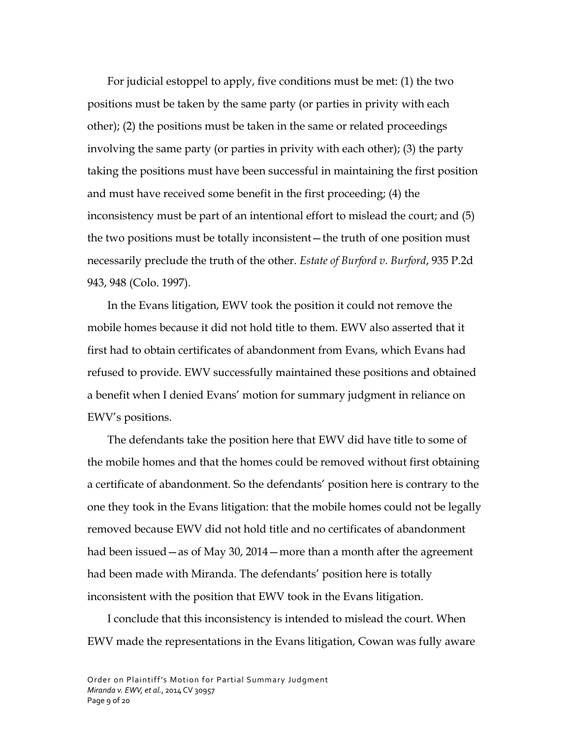For judicial estoppel to apply, five conditions must be met: (1) the two positions must be taken by the same party (or parties in privity with each other); (2) the positions must be taken in the same or related proceedings involving the same party (or parties in privity with each other); (3) the party taking the positions must have been successful in maintaining the first position and must have received some benefit in the first proceeding; (4) the inconsistency must be part of an intentional effort to mislead the court; and (5) the two positions must be totally inconsistent—the truth of one position must necessarily preclude the truth of the other. *Estate of Burford v. Burford*, 935 P.2d 943, 948 (Colo. 1997).

In the Evans litigation, EWV took the position it could not remove the mobile homes because it did not hold title to them. EWV also asserted that it first had to obtain certificates of abandonment from Evans, which Evans had refused to provide. EWV successfully maintained these positions and obtained a benefit when I denied Evans' motion for summary judgment in reliance on EWV's positions.

The defendants take the position here that EWV did have title to some of the mobile homes and that the homes could be removed without first obtaining a certificate of abandonment. So the defendants' position here is contrary to the one they took in the Evans litigation: that the mobile homes could not be legally removed because EWV did not hold title and no certificates of abandonment had been issued—as of May 30, 2014—more than a month after the agreement had been made with Miranda. The defendants' position here is totally inconsistent with the position that EWV took in the Evans litigation.

I conclude that this inconsistency is intended to mislead the court. When EWV made the representations in the Evans litigation, Cowan was fully aware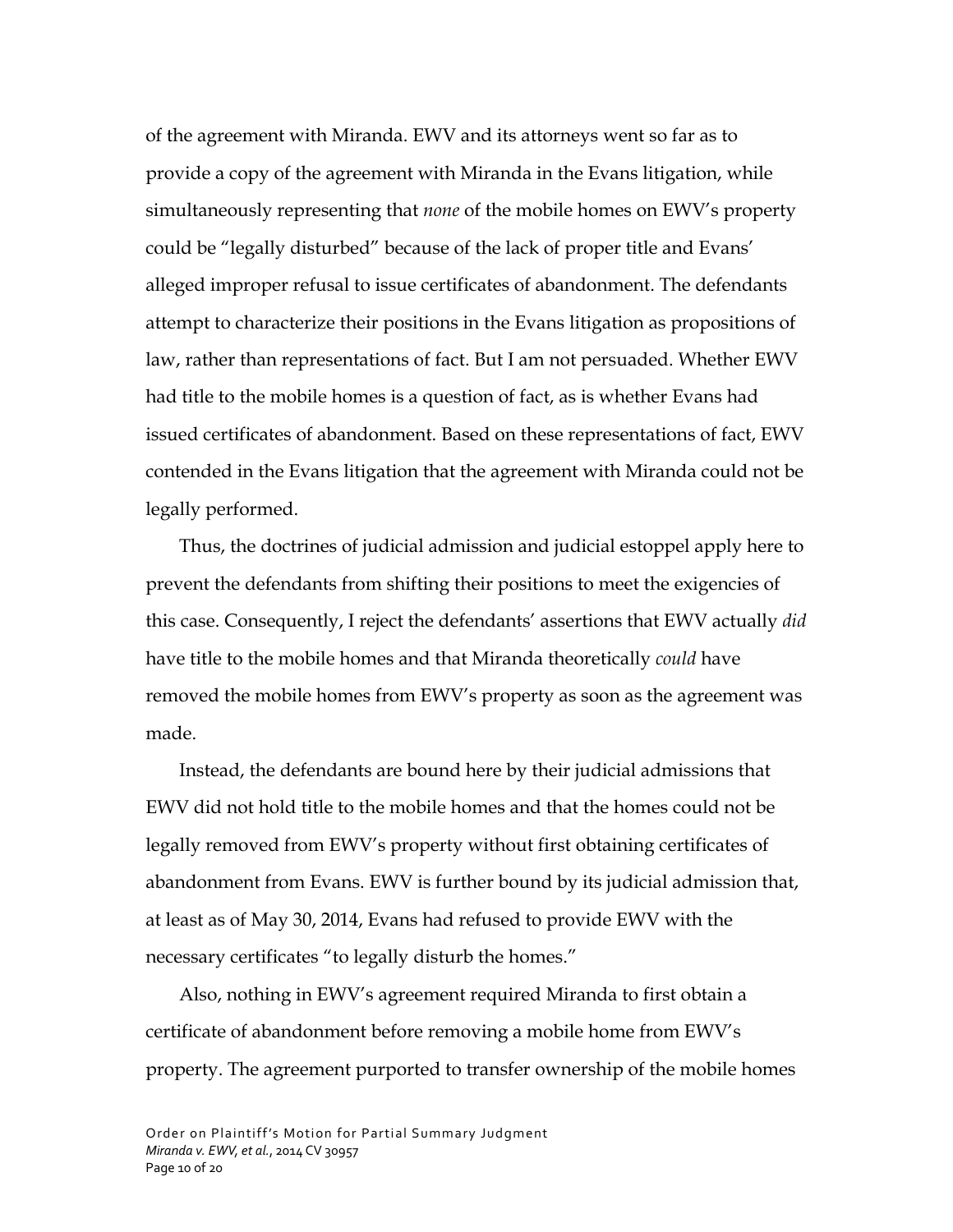of the agreement with Miranda. EWV and its attorneys went so far as to provide a copy of the agreement with Miranda in the Evans litigation, while simultaneously representing that *none* of the mobile homes on EWV's property could be "legally disturbed" because of the lack of proper title and Evans' alleged improper refusal to issue certificates of abandonment. The defendants attempt to characterize their positions in the Evans litigation as propositions of law, rather than representations of fact. But I am not persuaded. Whether EWV had title to the mobile homes is a question of fact, as is whether Evans had issued certificates of abandonment. Based on these representations of fact, EWV contended in the Evans litigation that the agreement with Miranda could not be legally performed.

Thus, the doctrines of judicial admission and judicial estoppel apply here to prevent the defendants from shifting their positions to meet the exigencies of this case. Consequently, I reject the defendants' assertions that EWV actually *did* have title to the mobile homes and that Miranda theoretically *could* have removed the mobile homes from EWV's property as soon as the agreement was made.

Instead, the defendants are bound here by their judicial admissions that EWV did not hold title to the mobile homes and that the homes could not be legally removed from EWV's property without first obtaining certificates of abandonment from Evans. EWV is further bound by its judicial admission that, at least as of May 30, 2014, Evans had refused to provide EWV with the necessary certificates "to legally disturb the homes."

Also, nothing in EWV's agreement required Miranda to first obtain a certificate of abandonment before removing a mobile home from EWV's property. The agreement purported to transfer ownership of the mobile homes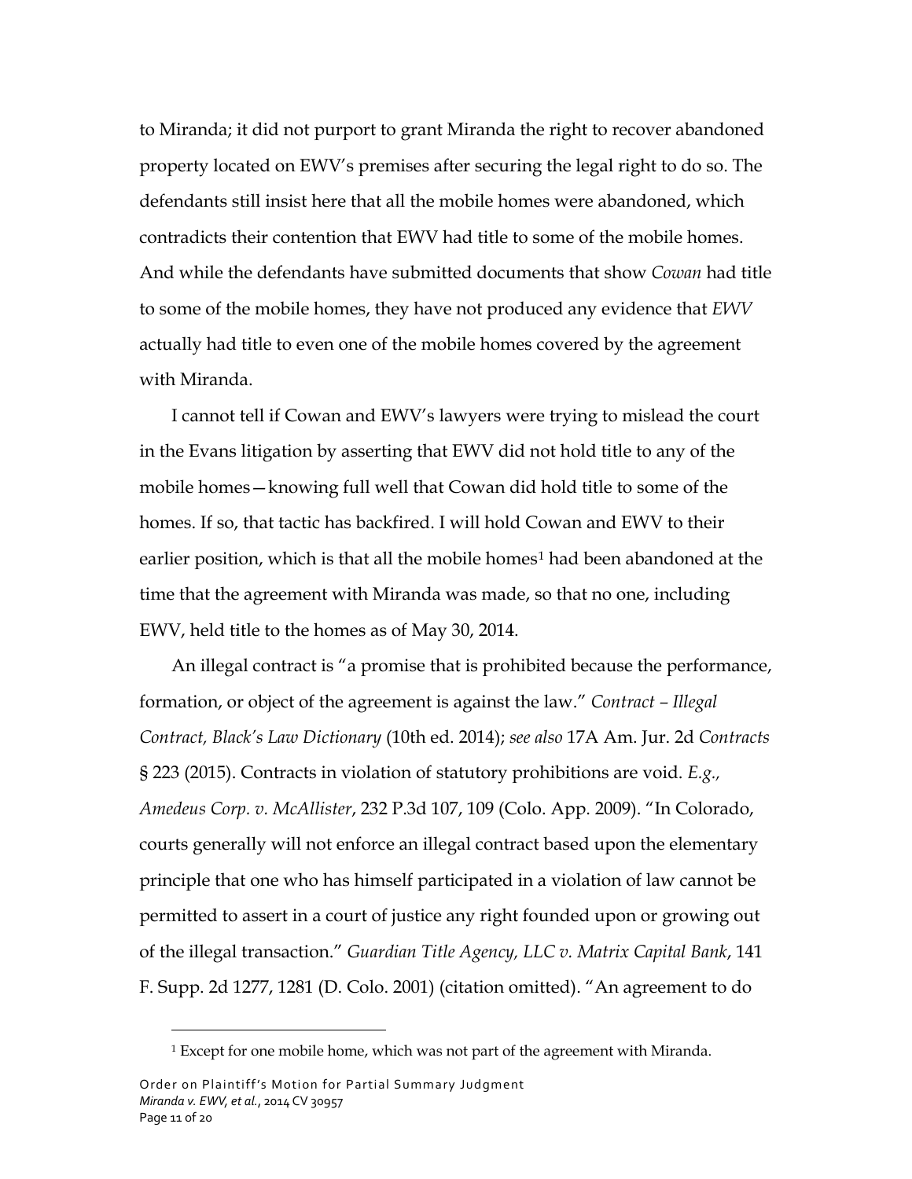to Miranda; it did not purport to grant Miranda the right to recover abandoned property located on EWV's premises after securing the legal right to do so. The defendants still insist here that all the mobile homes were abandoned, which contradicts their contention that EWV had title to some of the mobile homes. And while the defendants have submitted documents that show *Cowan* had title to some of the mobile homes, they have not produced any evidence that *EWV* actually had title to even one of the mobile homes covered by the agreement with Miranda.

I cannot tell if Cowan and EWV's lawyers were trying to mislead the court in the Evans litigation by asserting that EWV did not hold title to any of the mobile homes—knowing full well that Cowan did hold title to some of the homes. If so, that tactic has backfired. I will hold Cowan and EWV to their earlier position, which is that all the mobile homes[1] had been abandoned at the time that the agreement with Miranda was made, so that no one, including EWV, held title to the homes as of May 30, 2014.

An illegal contract is "a promise that is prohibited because the performance, formation, or object of the agreement is against the law." *Contract – Illegal Contract, Black's Law Dictionary* (10th ed. 2014); *see also* 17A Am. Jur. 2d *Contracts* § 223 (2015). Contracts in violation of statutory prohibitions are void. *E.g., Amedeus Corp. v. McAllister*, 232 P.3d 107, 109 (Colo. App. 2009). "In Colorado, courts generally will not enforce an illegal contract based upon the elementary principle that one who has himself participated in a violation of law cannot be permitted to assert in a court of justice any right founded upon or growing out of the illegal transaction." *Guardian Title Agency, LLC v. Matrix Capital Bank*, 141 F. Supp. 2d 1277, 1281 (D. Colo. 2001) (citation omitted). "An agreement to do

[1] Except for one mobile home, which was not part of the agreement with Miranda.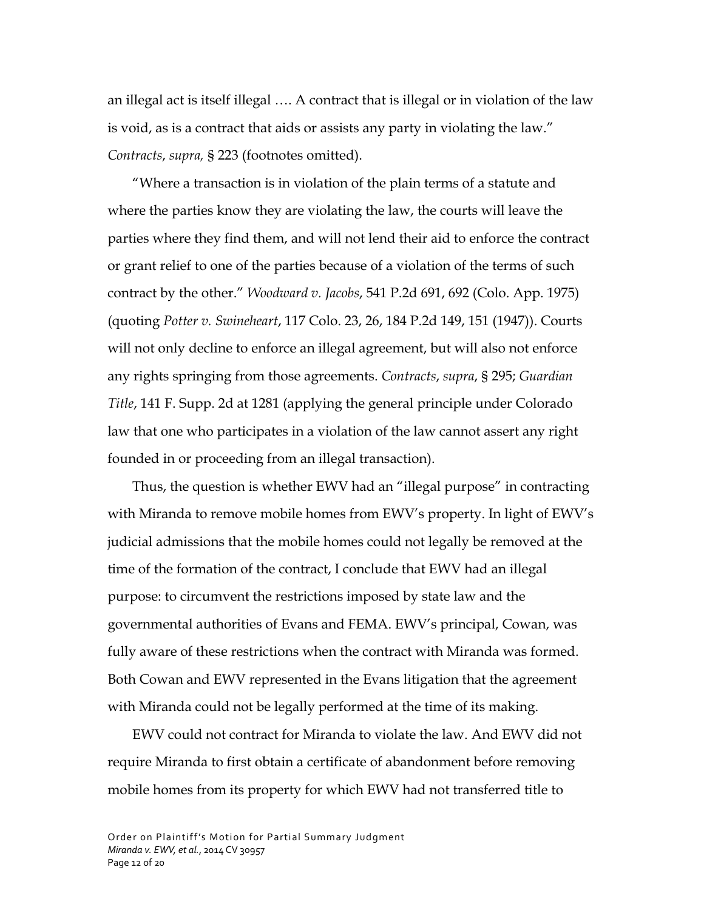an illegal act is itself illegal …. A contract that is illegal or in violation of the law is void, as is a contract that aids or assists any party in violating the law." *Contracts*, *supra,* § 223 (footnotes omitted).

"Where a transaction is in violation of the plain terms of a statute and where the parties know they are violating the law, the courts will leave the parties where they find them, and will not lend their aid to enforce the contract or grant relief to one of the parties because of a violation of the terms of such contract by the other." *Woodward v. Jacobs*, 541 P.2d 691, 692 (Colo. App. 1975) (quoting *Potter v. Swineheart*, 117 Colo. 23, 26, 184 P.2d 149, 151 (1947)). Courts will not only decline to enforce an illegal agreement, but will also not enforce any rights springing from those agreements. *Contracts*, *supra*, § 295; *Guardian Title*, 141 F. Supp. 2d at 1281 (applying the general principle under Colorado law that one who participates in a violation of the law cannot assert any right founded in or proceeding from an illegal transaction).

Thus, the question is whether EWV had an "illegal purpose" in contracting with Miranda to remove mobile homes from EWV's property. In light of EWV's judicial admissions that the mobile homes could not legally be removed at the time of the formation of the contract, I conclude that EWV had an illegal purpose: to circumvent the restrictions imposed by state law and the governmental authorities of Evans and FEMA. EWV's principal, Cowan, was fully aware of these restrictions when the contract with Miranda was formed. Both Cowan and EWV represented in the Evans litigation that the agreement with Miranda could not be legally performed at the time of its making.

EWV could not contract for Miranda to violate the law. And EWV did not require Miranda to first obtain a certificate of abandonment before removing mobile homes from its property for which EWV had not transferred title to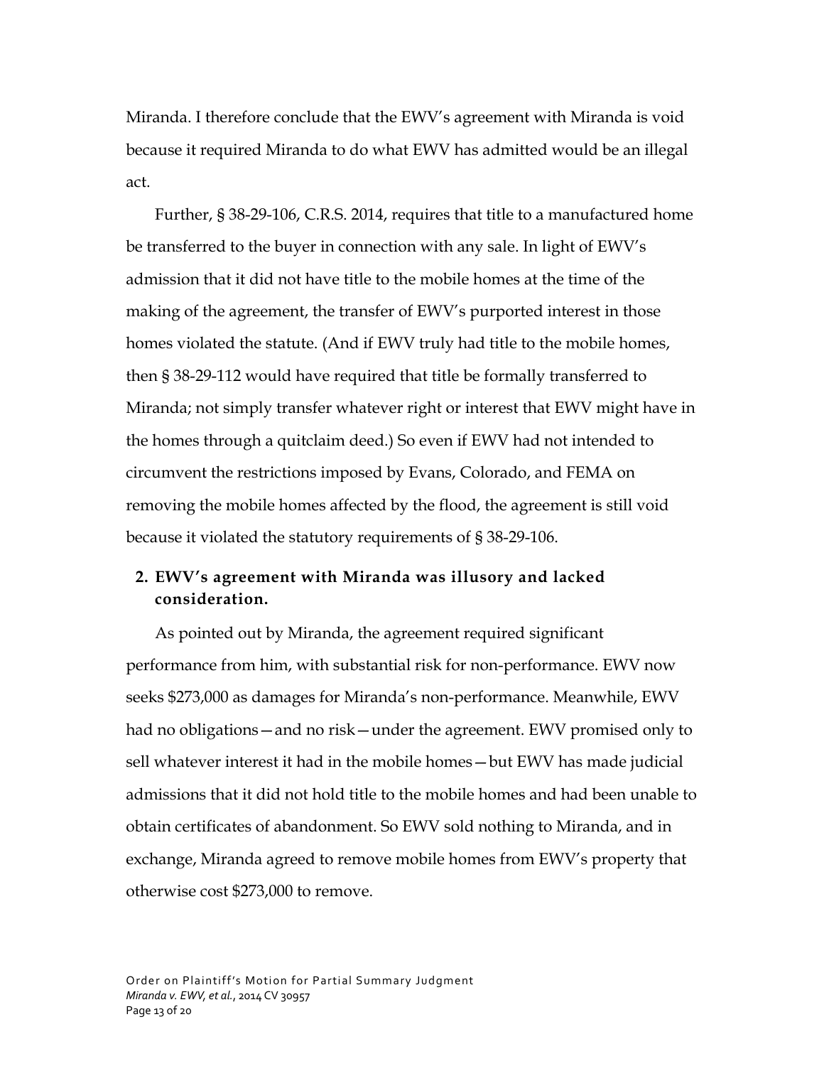Miranda. I therefore conclude that the EWV's agreement with Miranda is void because it required Miranda to do what EWV has admitted would be an illegal act.

Further, § 38-29-106, C.R.S. 2014, requires that title to a manufactured home be transferred to the buyer in connection with any sale. In light of EWV's admission that it did not have title to the mobile homes at the time of the making of the agreement, the transfer of EWV's purported interest in those homes violated the statute. (And if EWV truly had title to the mobile homes, then § 38-29-112 would have required that title be formally transferred to Miranda; not simply transfer whatever right or interest that EWV might have in the homes through a quitclaim deed.) So even if EWV had not intended to circumvent the restrictions imposed by Evans, Colorado, and FEMA on removing the mobile homes affected by the flood, the agreement is still void because it violated the statutory requirements of § 38-29-106.

**2. EWV's agreement with Miranda was illusory and lacked consideration.**

As pointed out by Miranda, the agreement required significant performance from him, with substantial risk for non-performance. EWV now seeks $273,000 as damages for Miranda's non-performance. Meanwhile, EWV had no obligations—and no risk—under the agreement. EWV promised only to sell whatever interest it had in the mobile homes—but EWV has made judicial admissions that it did not hold title to the mobile homes and had been unable to obtain certificates of abandonment. So EWV sold nothing to Miranda, and in exchange, Miranda agreed to remove mobile homes from EWV's property that otherwise cost $273,000 to remove.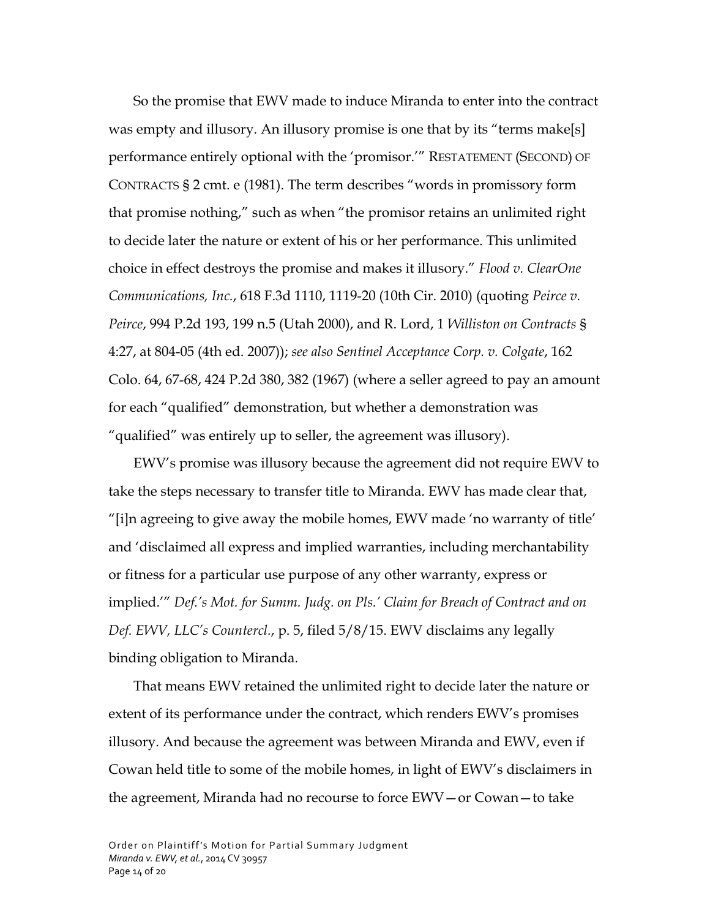So the promise that EWV made to induce Miranda to enter into the contract was empty and illusory. An illusory promise is one that by its "terms make[s] performance entirely optional with the 'promisor.'" RESTATEMENT (SECOND) OF CONTRACTS § 2 cmt. e (1981). The term describes "words in promissory form that promise nothing," such as when "the promisor retains an unlimited right to decide later the nature or extent of his or her performance. This unlimited choice in effect destroys the promise and makes it illusory." *Flood v. ClearOne Communications, Inc.*, 618 F.3d 1110, 1119-20 (10th Cir. 2010) (quoting *Peirce v. Peirce*, 994 P.2d 193, 199 n.5 (Utah 2000), and R. Lord, 1 *Williston on Contracts* § 4:27, at 804-05 (4th ed. 2007)); *see also Sentinel Acceptance Corp. v. Colgate*, 162 Colo. 64, 67-68, 424 P.2d 380, 382 (1967) (where a seller agreed to pay an amount for each "qualified" demonstration, but whether a demonstration was "qualified" was entirely up to seller, the agreement was illusory).

EWV's promise was illusory because the agreement did not require EWV to take the steps necessary to transfer title to Miranda. EWV has made clear that, "[i]n agreeing to give away the mobile homes, EWV made 'no warranty of title' and 'disclaimed all express and implied warranties, including merchantability or fitness for a particular use purpose of any other warranty, express or implied.'" *Def.'s Mot. for Summ. Judg. on Pls.' Claim for Breach of Contract and on Def. EWV, LLC's Countercl.*, p. 5, filed 5/8/15. EWV disclaims any legally binding obligation to Miranda.

That means EWV retained the unlimited right to decide later the nature or extent of its performance under the contract, which renders EWV's promises illusory. And because the agreement was between Miranda and EWV, even if Cowan held title to some of the mobile homes, in light of EWV's disclaimers in the agreement, Miranda had no recourse to force EWV—or Cowan—to take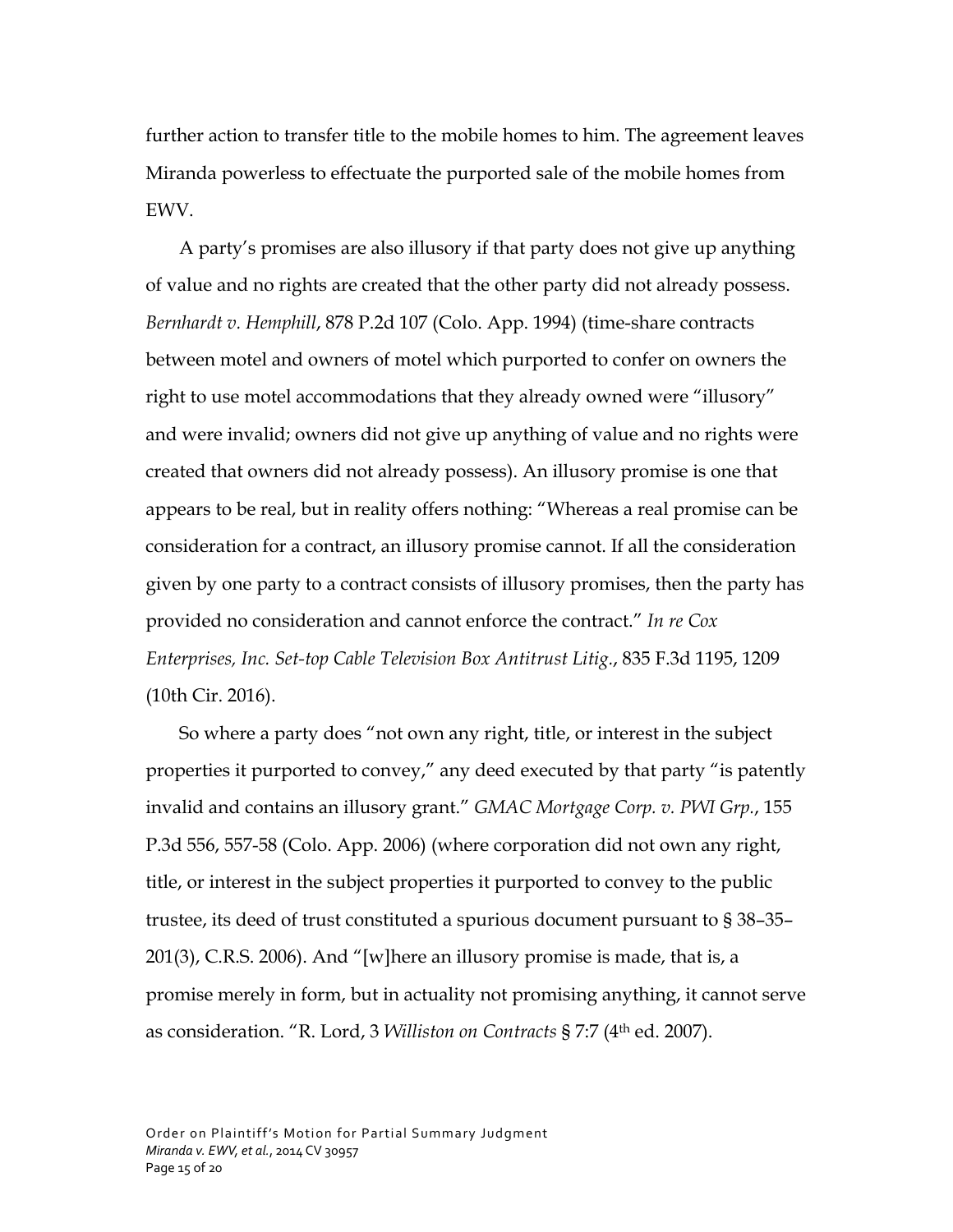further action to transfer title to the mobile homes to him. The agreement leaves Miranda powerless to effectuate the purported sale of the mobile homes from EWV.

A party's promises are also illusory if that party does not give up anything of value and no rights are created that the other party did not already possess. *Bernhardt v. Hemphill*, 878 P.2d 107 (Colo. App. 1994) (time-share contracts between motel and owners of motel which purported to confer on owners the right to use motel accommodations that they already owned were "illusory" and were invalid; owners did not give up anything of value and no rights were created that owners did not already possess). An illusory promise is one that appears to be real, but in reality offers nothing: "Whereas a real promise can be consideration for a contract, an illusory promise cannot. If all the consideration given by one party to a contract consists of illusory promises, then the party has provided no consideration and cannot enforce the contract." *In re Cox Enterprises, Inc. Set-top Cable Television Box Antitrust Litig.*, 835 F.3d 1195, 1209 (10th Cir. 2016).

So where a party does "not own any right, title, or interest in the subject properties it purported to convey," any deed executed by that party "is patently invalid and contains an illusory grant." *GMAC Mortgage Corp. v. PWI Grp.*, 155 P.3d 556, 557-58 (Colo. App. 2006) (where corporation did not own any right, title, or interest in the subject properties it purported to convey to the public trustee, its deed of trust constituted a spurious document pursuant to § 38–35–201(3), C.R.S. 2006). And "[w]here an illusory promise is made, that is, a promise merely in form, but in actuality not promising anything, it cannot serve as consideration. "R. Lord, 3 *Williston on Contracts* § 7:7 (4th ed. 2007).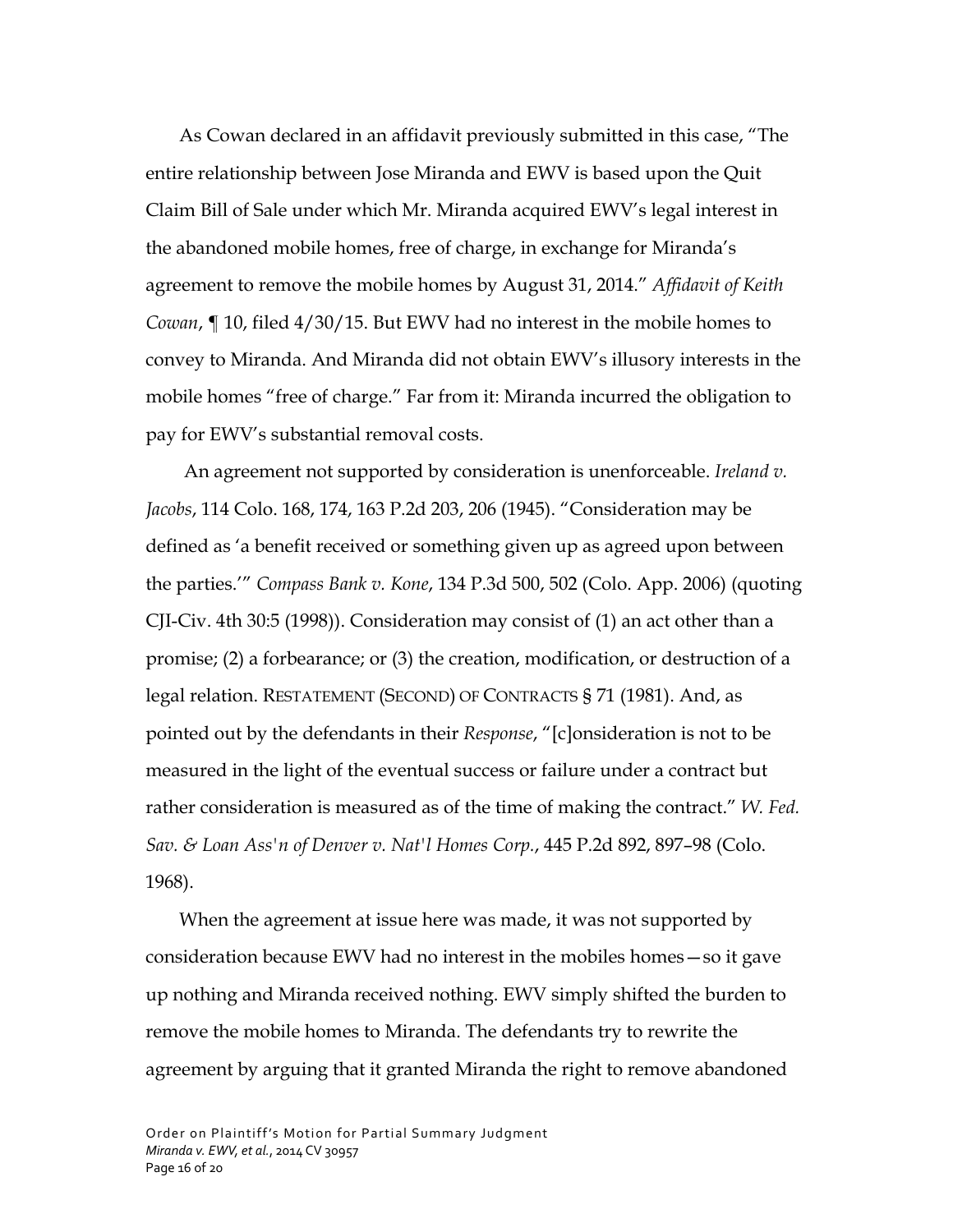As Cowan declared in an affidavit previously submitted in this case, "The entire relationship between Jose Miranda and EWV is based upon the Quit Claim Bill of Sale under which Mr. Miranda acquired EWV's legal interest in the abandoned mobile homes, free of charge, in exchange for Miranda's agreement to remove the mobile homes by August 31, 2014." *Affidavit of Keith Cowan*, ¶ 10, filed 4/30/15. But EWV had no interest in the mobile homes to convey to Miranda. And Miranda did not obtain EWV's illusory interests in the mobile homes "free of charge." Far from it: Miranda incurred the obligation to pay for EWV's substantial removal costs.

An agreement not supported by consideration is unenforceable. *Ireland v. Jacobs*, 114 Colo. 168, 174, 163 P.2d 203, 206 (1945). "Consideration may be defined as 'a benefit received or something given up as agreed upon between the parties.'" *Compass Bank v. Kone*, 134 P.3d 500, 502 (Colo. App. 2006) (quoting CJI-Civ. 4th 30:5 (1998)). Consideration may consist of (1) an act other than a promise; (2) a forbearance; or (3) the creation, modification, or destruction of a legal relation. RESTATEMENT (SECOND) OF CONTRACTS § 71 (1981). And, as pointed out by the defendants in their *Response*, "[c]onsideration is not to be measured in the light of the eventual success or failure under a contract but rather consideration is measured as of the time of making the contract." *W. Fed. Sav. & Loan Ass'n of Denver v. Nat'l Homes Corp.*, 445 P.2d 892, 897–98 (Colo. 1968).

When the agreement at issue here was made, it was not supported by consideration because EWV had no interest in the mobiles homes—so it gave up nothing and Miranda received nothing. EWV simply shifted the burden to remove the mobile homes to Miranda. The defendants try to rewrite the agreement by arguing that it granted Miranda the right to remove abandoned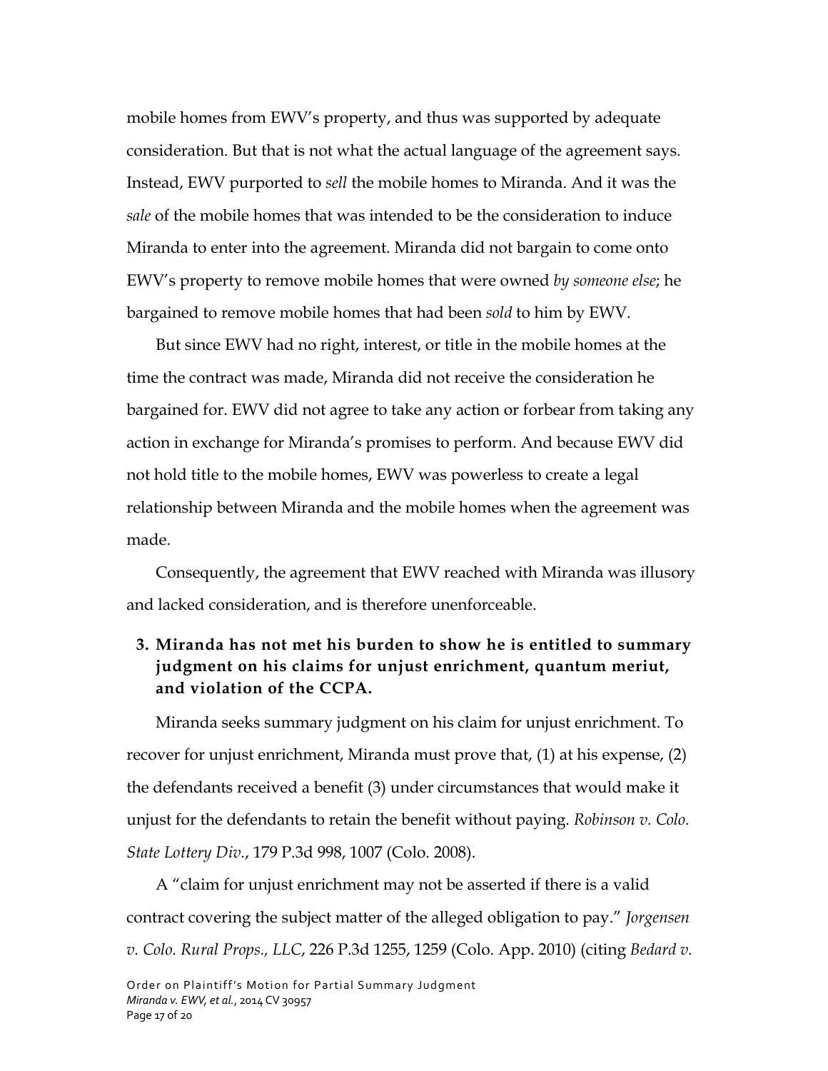mobile homes from EWV's property, and thus was supported by adequate consideration. But that is not what the actual language of the agreement says. Instead, EWV purported to *sell* the mobile homes to Miranda. And it was the *sale* of the mobile homes that was intended to be the consideration to induce Miranda to enter into the agreement. Miranda did not bargain to come onto EWV's property to remove mobile homes that were owned *by someone else*; he bargained to remove mobile homes that had been *sold* to him by EWV.

But since EWV had no right, interest, or title in the mobile homes at the time the contract was made, Miranda did not receive the consideration he bargained for. EWV did not agree to take any action or forbear from taking any action in exchange for Miranda's promises to perform. And because EWV did not hold title to the mobile homes, EWV was powerless to create a legal relationship between Miranda and the mobile homes when the agreement was made.

Consequently, the agreement that EWV reached with Miranda was illusory and lacked consideration, and is therefore unenforceable.

### 3. Miranda has not met his burden to show he is entitled to summary judgment on his claims for unjust enrichment, quantum meriut, and violation of the CCPA.

Miranda seeks summary judgment on his claim for unjust enrichment. To recover for unjust enrichment, Miranda must prove that, (1) at his expense, (2) the defendants received a benefit (3) under circumstances that would make it unjust for the defendants to retain the benefit without paying. *Robinson v. Colo. State Lottery Div.*, 179 P.3d 998, 1007 (Colo. 2008).

A "claim for unjust enrichment may not be asserted if there is a valid contract covering the subject matter of the alleged obligation to pay." *Jorgensen v. Colo. Rural Props., LLC*, 226 P.3d 1255, 1259 (Colo. App. 2010) (citing *Bedard v.*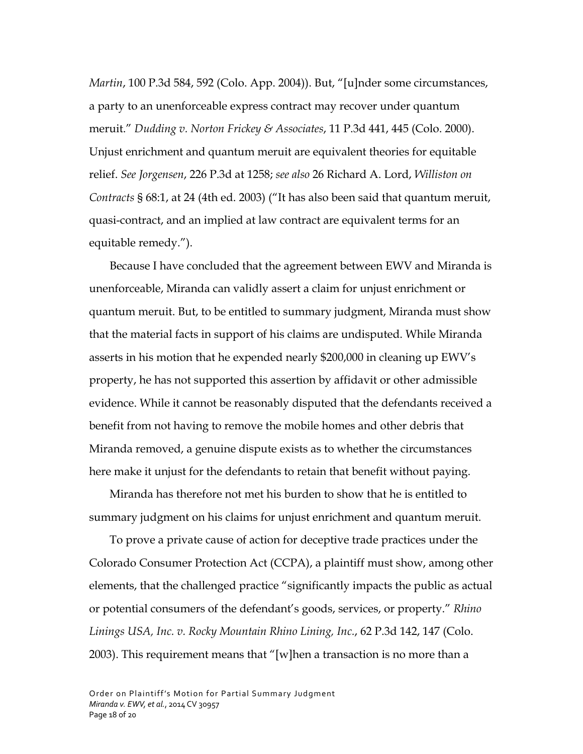*Martin*, 100 P.3d 584, 592 (Colo. App. 2004)). But, "[u]nder some circumstances, a party to an unenforceable express contract may recover under quantum meruit." *Dudding v. Norton Frickey & Associates*, 11 P.3d 441, 445 (Colo. 2000). Unjust enrichment and quantum meruit are equivalent theories for equitable relief. *See Jorgensen*, 226 P.3d at 1258; *see also* 26 Richard A. Lord, *Williston on Contracts* § 68:1, at 24 (4th ed. 2003) ("It has also been said that quantum meruit, quasi-contract, and an implied at law contract are equivalent terms for an equitable remedy.").

Because I have concluded that the agreement between EWV and Miranda is unenforceable, Miranda can validly assert a claim for unjust enrichment or quantum meruit. But, to be entitled to summary judgment, Miranda must show that the material facts in support of his claims are undisputed. While Miranda asserts in his motion that he expended nearly $200,000 in cleaning up EWV's property, he has not supported this assertion by affidavit or other admissible evidence. While it cannot be reasonably disputed that the defendants received a benefit from not having to remove the mobile homes and other debris that Miranda removed, a genuine dispute exists as to whether the circumstances here make it unjust for the defendants to retain that benefit without paying.

Miranda has therefore not met his burden to show that he is entitled to summary judgment on his claims for unjust enrichment and quantum meruit.

To prove a private cause of action for deceptive trade practices under the Colorado Consumer Protection Act (CCPA), a plaintiff must show, among other elements, that the challenged practice "significantly impacts the public as actual or potential consumers of the defendant's goods, services, or property." *Rhino Linings USA, Inc. v. Rocky Mountain Rhino Lining, Inc.*, 62 P.3d 142, 147 (Colo. 2003). This requirement means that "[w]hen a transaction is no more than a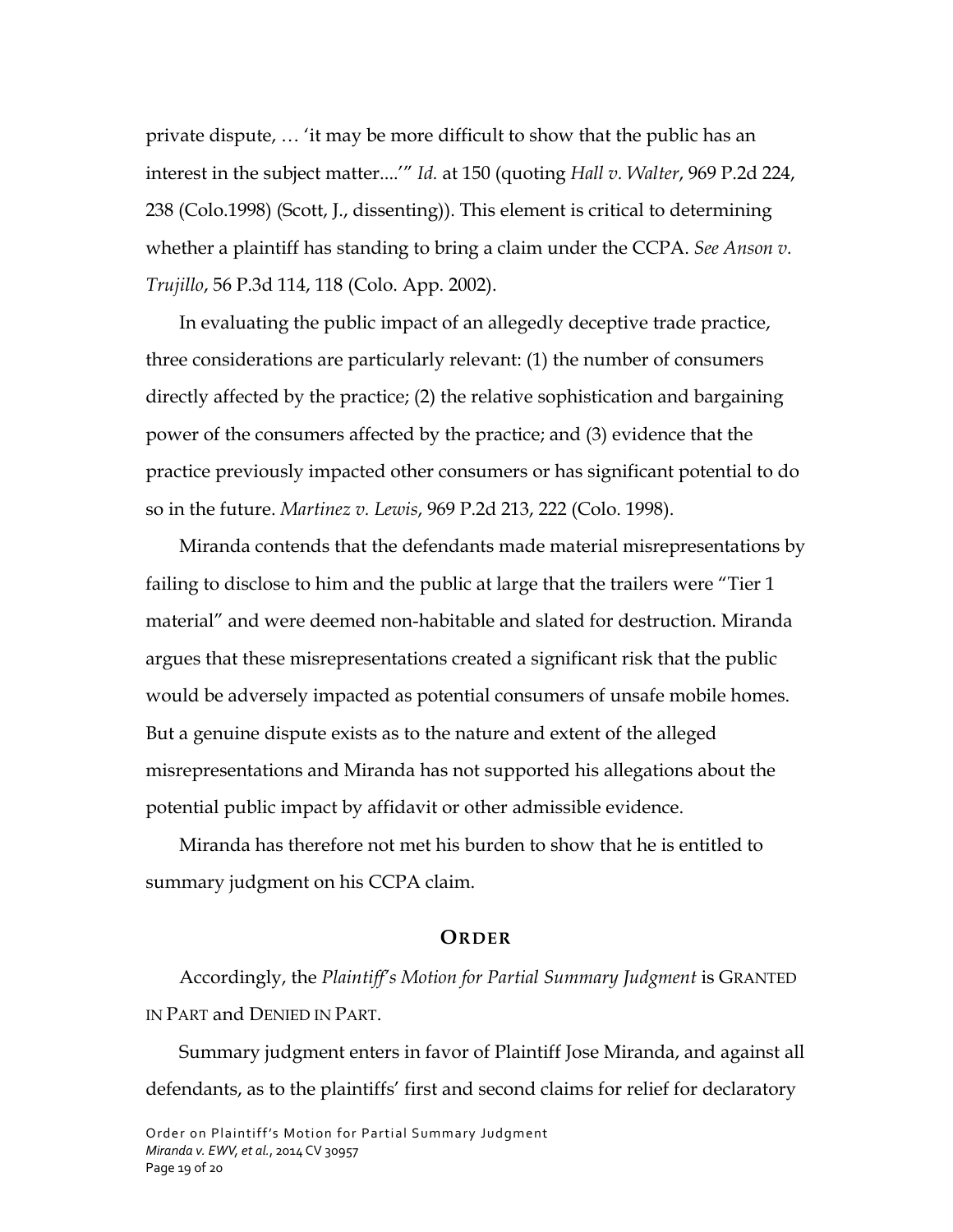private dispute, … 'it may be more difficult to show that the public has an interest in the subject matter....'" *Id.* at 150 (quoting *Hall v. Walter*, 969 P.2d 224, 238 (Colo.1998) (Scott, J., dissenting)). This element is critical to determining whether a plaintiff has standing to bring a claim under the CCPA. *See Anson v. Trujillo*, 56 P.3d 114, 118 (Colo. App. 2002).

In evaluating the public impact of an allegedly deceptive trade practice, three considerations are particularly relevant: (1) the number of consumers directly affected by the practice; (2) the relative sophistication and bargaining power of the consumers affected by the practice; and (3) evidence that the practice previously impacted other consumers or has significant potential to do so in the future. *Martinez v. Lewis*, 969 P.2d 213, 222 (Colo. 1998).

Miranda contends that the defendants made material misrepresentations by failing to disclose to him and the public at large that the trailers were "Tier 1 material" and were deemed non-habitable and slated for destruction. Miranda argues that these misrepresentations created a significant risk that the public would be adversely impacted as potential consumers of unsafe mobile homes. But a genuine dispute exists as to the nature and extent of the alleged misrepresentations and Miranda has not supported his allegations about the potential public impact by affidavit or other admissible evidence.

Miranda has therefore not met his burden to show that he is entitled to summary judgment on his CCPA claim.

## ORDER

Accordingly, the *Plaintiff's Motion for Partial Summary Judgment* is GRANTED IN PART and DENIED IN PART.

Summary judgment enters in favor of Plaintiff Jose Miranda, and against all defendants, as to the plaintiffs' first and second claims for relief for declaratory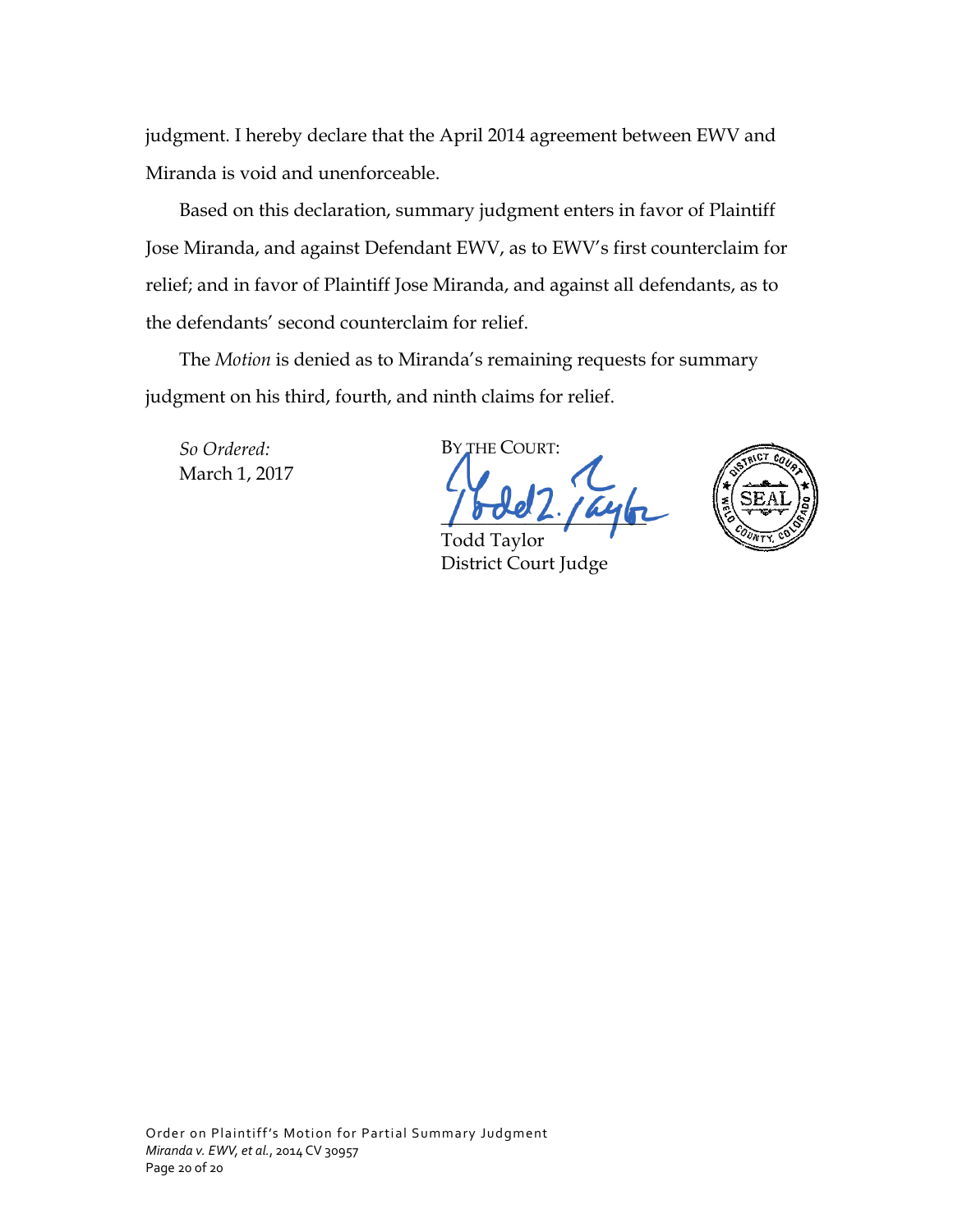judgment. I hereby declare that the April 2014 agreement between EWV and Miranda is void and unenforceable.

Based on this declaration, summary judgment enters in favor of Plaintiff Jose Miranda, and against Defendant EWV, as to EWV's first counterclaim for relief; and in favor of Plaintiff Jose Miranda, and against all defendants, as to the defendants' second counterclaim for relief.

The *Motion* is denied as to Miranda's remaining requests for summary judgment on his third, fourth, and ninth claims for relief.

*So Ordered:*
March 1, 2017

BY THE COURT:

Todd Taylor
District Court Judge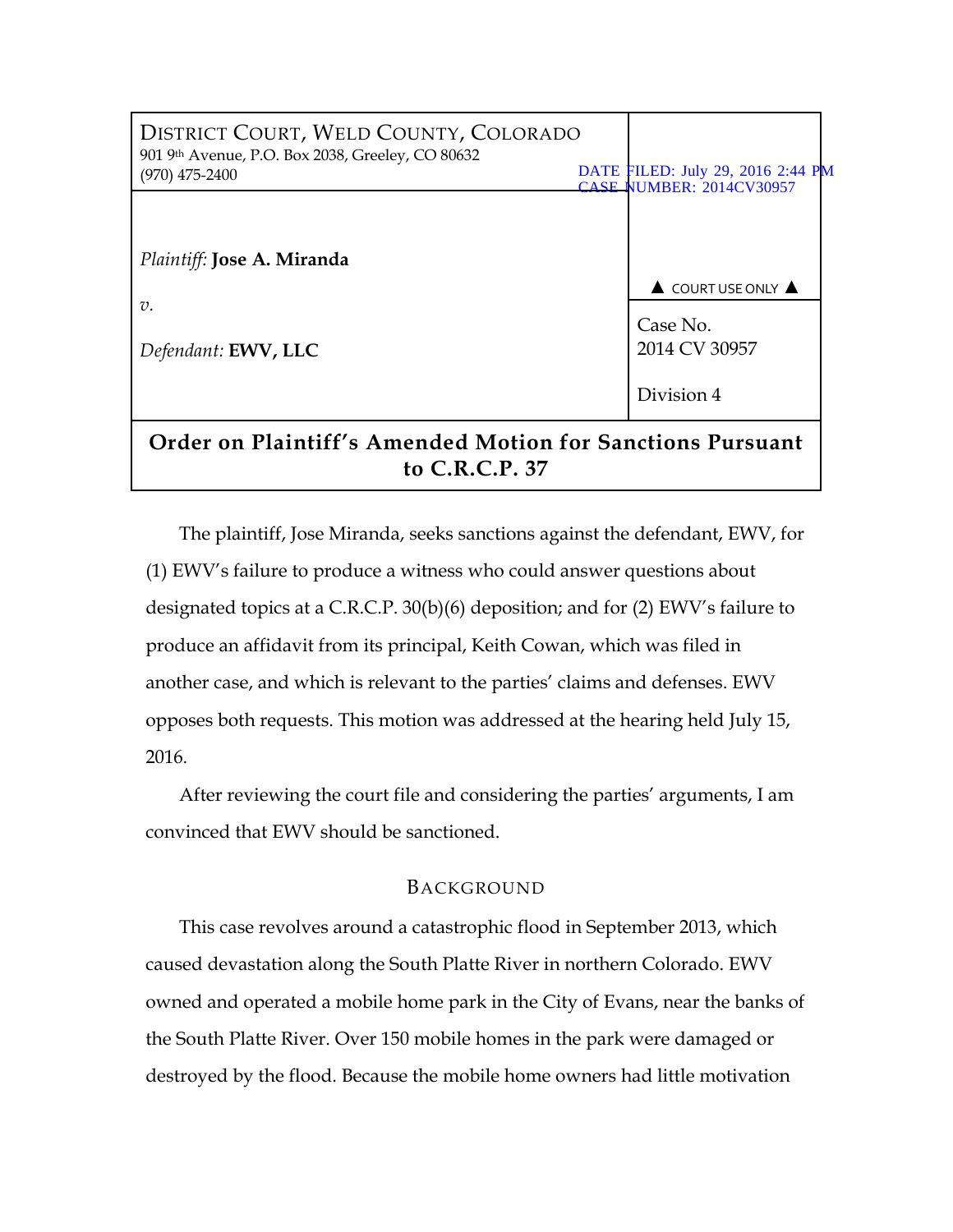DISTRICT COURT, WELD COUNTY, COLORADO
901 9th Avenue, P.O. Box 2038, Greeley, CO 80632
(970) 475-2400

DATE FILED: July 29, 2016 2:44 PM
CASE NUMBER: 2014CV30957

*Plaintiff*: **Jose A. Miranda**

*v.*

*Defendant:* **EWV, LLC**

▲ COURT USE ONLY ▲

Case No.
2014 CV 30957

Division 4

## Order on Plaintiff's Amended Motion for Sanctions Pursuant to C.R.C.P. 37

The plaintiff, Jose Miranda, seeks sanctions against the defendant, EWV, for (1) EWV's failure to produce a witness who could answer questions about designated topics at a C.R.C.P. 30(b)(6) deposition; and for (2) EWV's failure to produce an affidavit from its principal, Keith Cowan, which was filed in another case, and which is relevant to the parties' claims and defenses. EWV opposes both requests. This motion was addressed at the hearing held July 15, 2016.

After reviewing the court file and considering the parties' arguments, I am convinced that EWV should be sanctioned.

### BACKGROUND

This case revolves around a catastrophic flood in September 2013, which caused devastation along the South Platte River in northern Colorado. EWV owned and operated a mobile home park in the City of Evans, near the banks of the South Platte River. Over 150 mobile homes in the park were damaged or destroyed by the flood. Because the mobile home owners had little motivation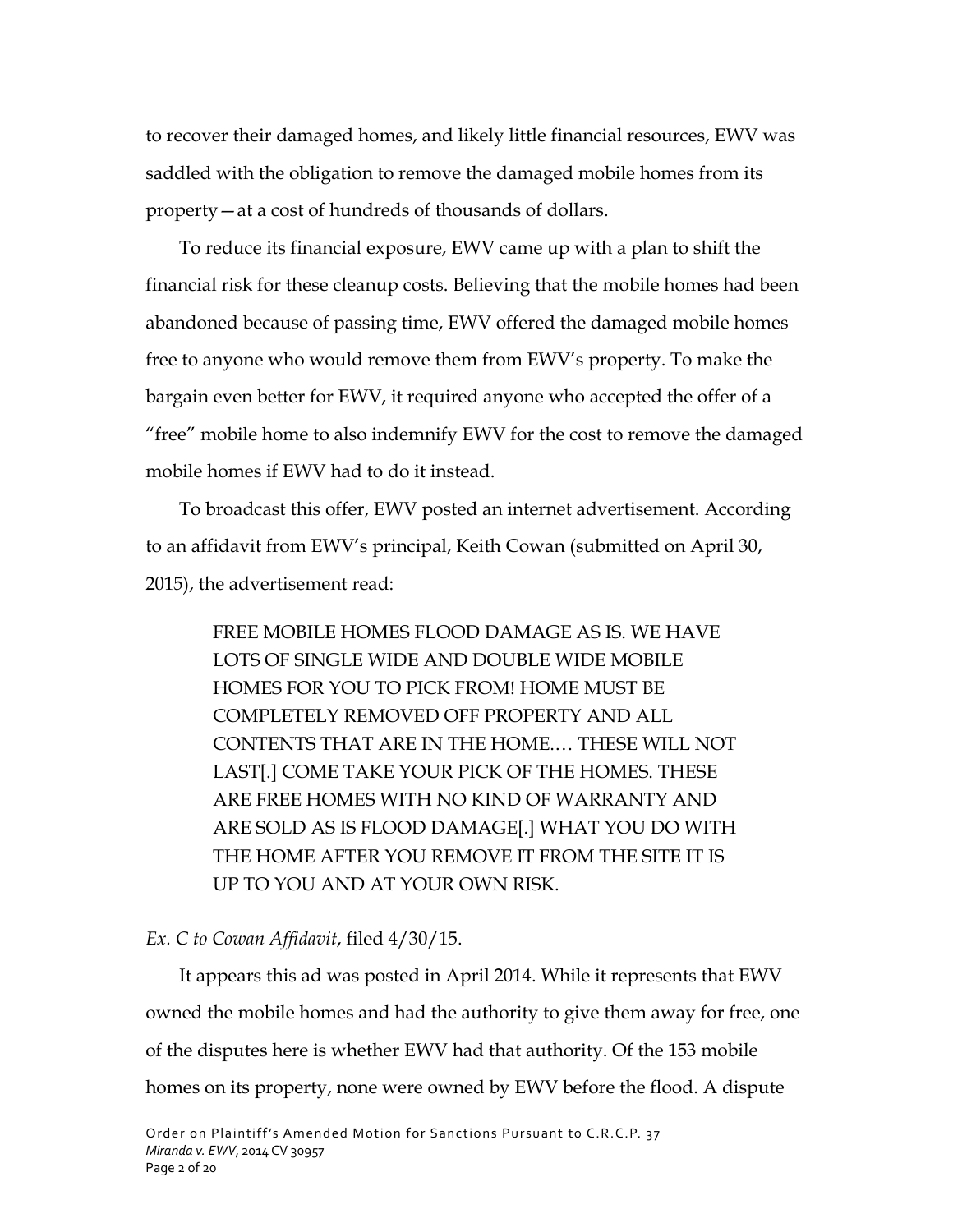to recover their damaged homes, and likely little financial resources, EWV was saddled with the obligation to remove the damaged mobile homes from its property—at a cost of hundreds of thousands of dollars.

To reduce its financial exposure, EWV came up with a plan to shift the financial risk for these cleanup costs. Believing that the mobile homes had been abandoned because of passing time, EWV offered the damaged mobile homes free to anyone who would remove them from EWV's property. To make the bargain even better for EWV, it required anyone who accepted the offer of a "free" mobile home to also indemnify EWV for the cost to remove the damaged mobile homes if EWV had to do it instead.

To broadcast this offer, EWV posted an internet advertisement. According to an affidavit from EWV's principal, Keith Cowan (submitted on April 30, 2015), the advertisement read:

> FREE MOBILE HOMES FLOOD DAMAGE AS IS. WE HAVE LOTS OF SINGLE WIDE AND DOUBLE WIDE MOBILE HOMES FOR YOU TO PICK FROM! HOME MUST BE COMPLETELY REMOVED OFF PROPERTY AND ALL CONTENTS THAT ARE IN THE HOME.… THESE WILL NOT LAST[.] COME TAKE YOUR PICK OF THE HOMES. THESE ARE FREE HOMES WITH NO KIND OF WARRANTY AND ARE SOLD AS IS FLOOD DAMAGE[.] WHAT YOU DO WITH THE HOME AFTER YOU REMOVE IT FROM THE SITE IT IS UP TO YOU AND AT YOUR OWN RISK.

*Ex. C to Cowan Affidavit*, filed 4/30/15.

It appears this ad was posted in April 2014. While it represents that EWV owned the mobile homes and had the authority to give them away for free, one of the disputes here is whether EWV had that authority. Of the 153 mobile homes on its property, none were owned by EWV before the flood. A dispute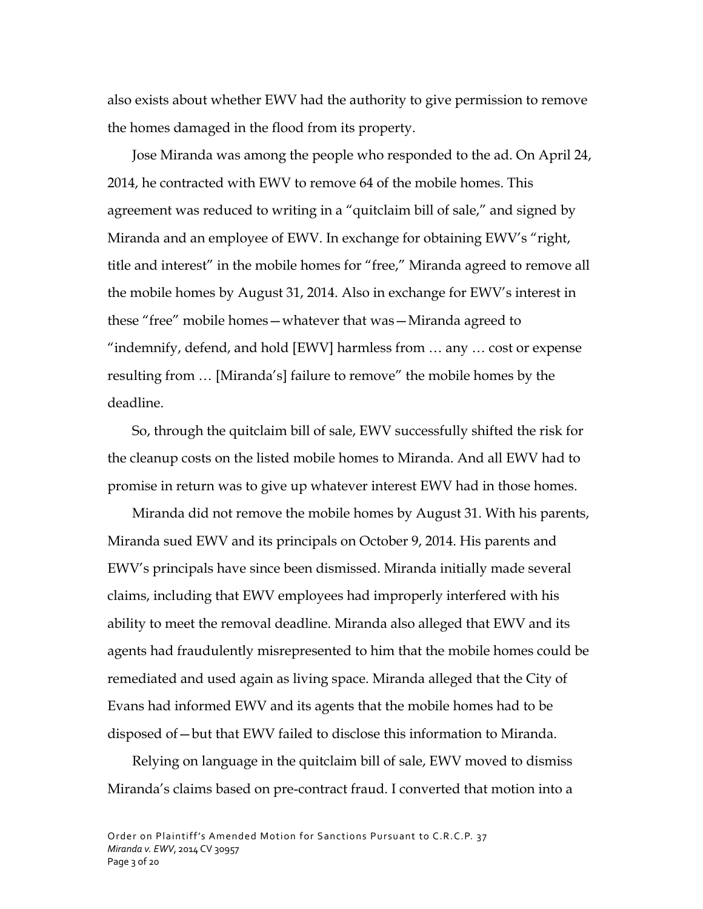also exists about whether EWV had the authority to give permission to remove the homes damaged in the flood from its property.

Jose Miranda was among the people who responded to the ad. On April 24, 2014, he contracted with EWV to remove 64 of the mobile homes. This agreement was reduced to writing in a "quitclaim bill of sale," and signed by Miranda and an employee of EWV. In exchange for obtaining EWV's "right, title and interest" in the mobile homes for "free," Miranda agreed to remove all the mobile homes by August 31, 2014. Also in exchange for EWV's interest in these "free" mobile homes—whatever that was—Miranda agreed to "indemnify, defend, and hold [EWV] harmless from … any … cost or expense resulting from … [Miranda's] failure to remove" the mobile homes by the deadline.

So, through the quitclaim bill of sale, EWV successfully shifted the risk for the cleanup costs on the listed mobile homes to Miranda. And all EWV had to promise in return was to give up whatever interest EWV had in those homes.

Miranda did not remove the mobile homes by August 31. With his parents, Miranda sued EWV and its principals on October 9, 2014. His parents and EWV's principals have since been dismissed. Miranda initially made several claims, including that EWV employees had improperly interfered with his ability to meet the removal deadline. Miranda also alleged that EWV and its agents had fraudulently misrepresented to him that the mobile homes could be remediated and used again as living space. Miranda alleged that the City of Evans had informed EWV and its agents that the mobile homes had to be disposed of—but that EWV failed to disclose this information to Miranda.

Relying on language in the quitclaim bill of sale, EWV moved to dismiss Miranda's claims based on pre-contract fraud. I converted that motion into a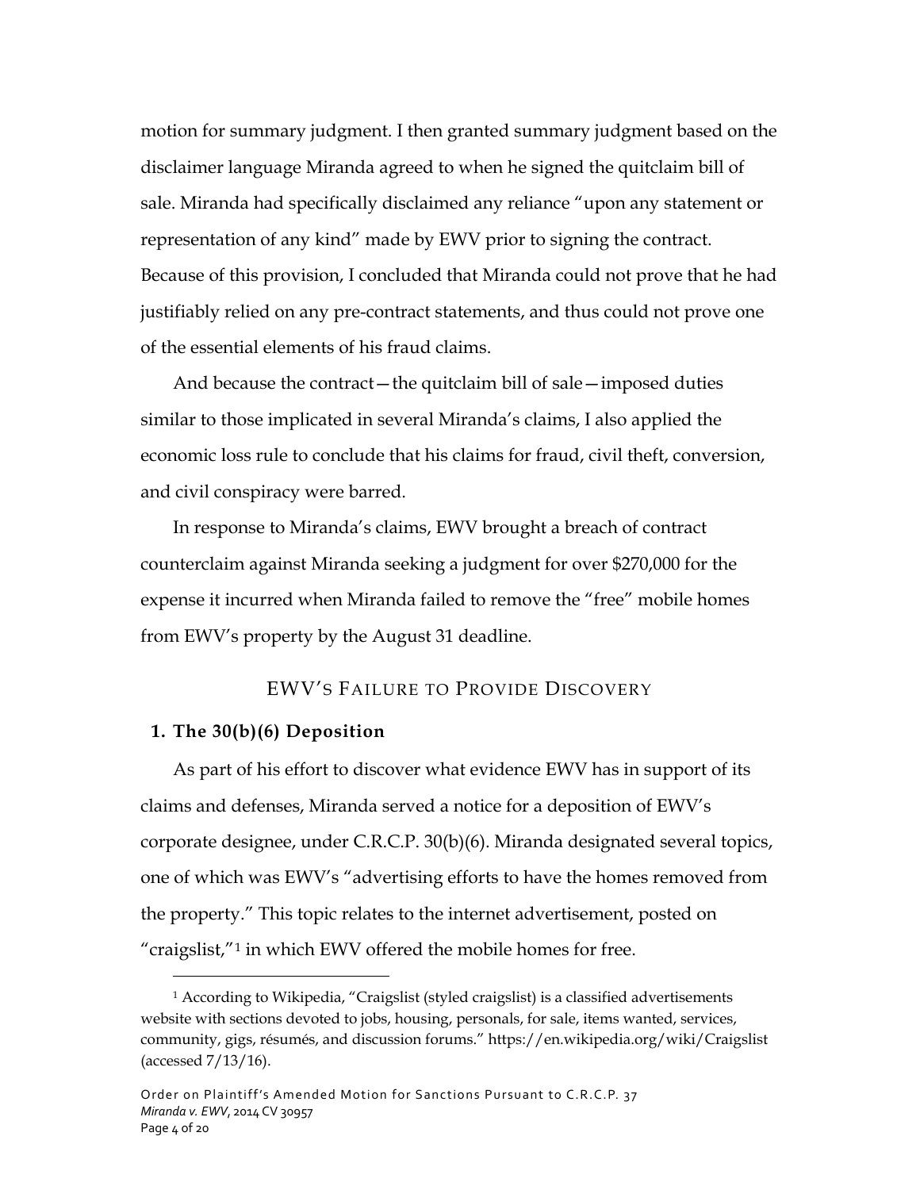motion for summary judgment. I then granted summary judgment based on the disclaimer language Miranda agreed to when he signed the quitclaim bill of sale. Miranda had specifically disclaimed any reliance "upon any statement or representation of any kind" made by EWV prior to signing the contract. Because of this provision, I concluded that Miranda could not prove that he had justifiably relied on any pre-contract statements, and thus could not prove one of the essential elements of his fraud claims.

And because the contract—the quitclaim bill of sale—imposed duties similar to those implicated in several Miranda's claims, I also applied the economic loss rule to conclude that his claims for fraud, civil theft, conversion, and civil conspiracy were barred.

In response to Miranda's claims, EWV brought a breach of contract counterclaim against Miranda seeking a judgment for over $270,000 for the expense it incurred when Miranda failed to remove the "free" mobile homes from EWV's property by the August 31 deadline.

## EWV'S FAILURE TO PROVIDE DISCOVERY

### 1. The 30(b)(6) Deposition

As part of his effort to discover what evidence EWV has in support of its claims and defenses, Miranda served a notice for a deposition of EWV's corporate designee, under C.R.C.P. 30(b)(6). Miranda designated several topics, one of which was EWV's "advertising efforts to have the homes removed from the property." This topic relates to the internet advertisement, posted on "craigslist,"[1] in which EWV offered the mobile homes for free.

[1] According to Wikipedia, "Craigslist (styled craigslist) is a classified advertisements website with sections devoted to jobs, housing, personals, for sale, items wanted, services, community, gigs, résumés, and discussion forums." https://en.wikipedia.org/wiki/Craigslist (accessed 7/13/16).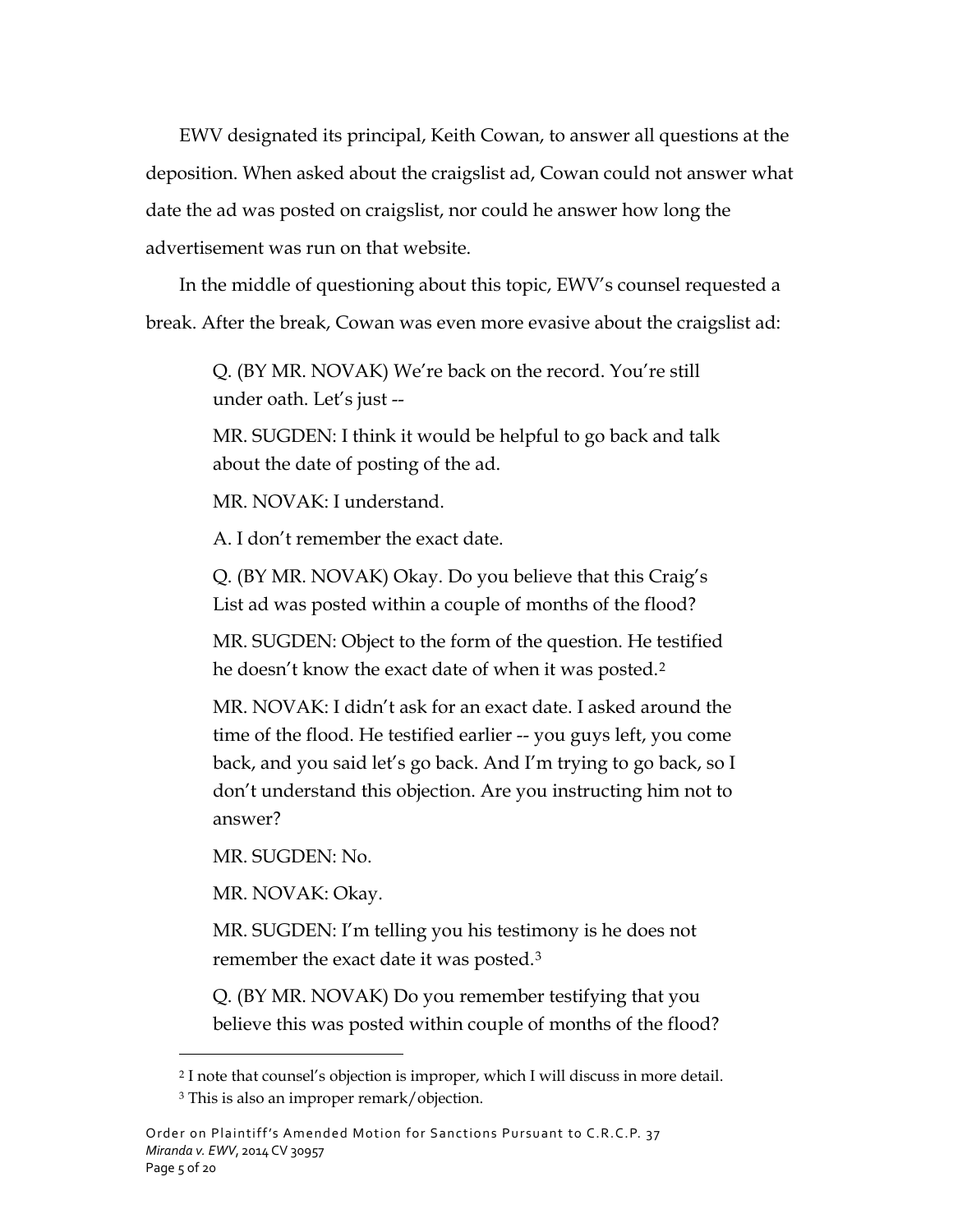EWV designated its principal, Keith Cowan, to answer all questions at the deposition. When asked about the craigslist ad, Cowan could not answer what date the ad was posted on craigslist, nor could he answer how long the advertisement was run on that website.

In the middle of questioning about this topic, EWV's counsel requested a break. After the break, Cowan was even more evasive about the craigslist ad:

> Q. (BY MR. NOVAK) We're back on the record. You're still under oath. Let's just --
>
> MR. SUGDEN: I think it would be helpful to go back and talk about the date of posting of the ad.
>
> MR. NOVAK: I understand.
>
> A. I don't remember the exact date.
>
> Q. (BY MR. NOVAK) Okay. Do you believe that this Craig's List ad was posted within a couple of months of the flood?
>
> MR. SUGDEN: Object to the form of the question. He testified he doesn't know the exact date of when it was posted.[2]
>
> MR. NOVAK: I didn't ask for an exact date. I asked around the time of the flood. He testified earlier -- you guys left, you come back, and you said let's go back. And I'm trying to go back, so I don't understand this objection. Are you instructing him not to answer?
>
> MR. SUGDEN: No.
>
> MR. NOVAK: Okay.
>
> MR. SUGDEN: I'm telling you his testimony is he does not remember the exact date it was posted.[3]
>
> Q. (BY MR. NOVAK) Do you remember testifying that you believe this was posted within couple of months of the flood?

[2] I note that counsel's objection is improper, which I will discuss in more detail.

[3] This is also an improper remark/objection.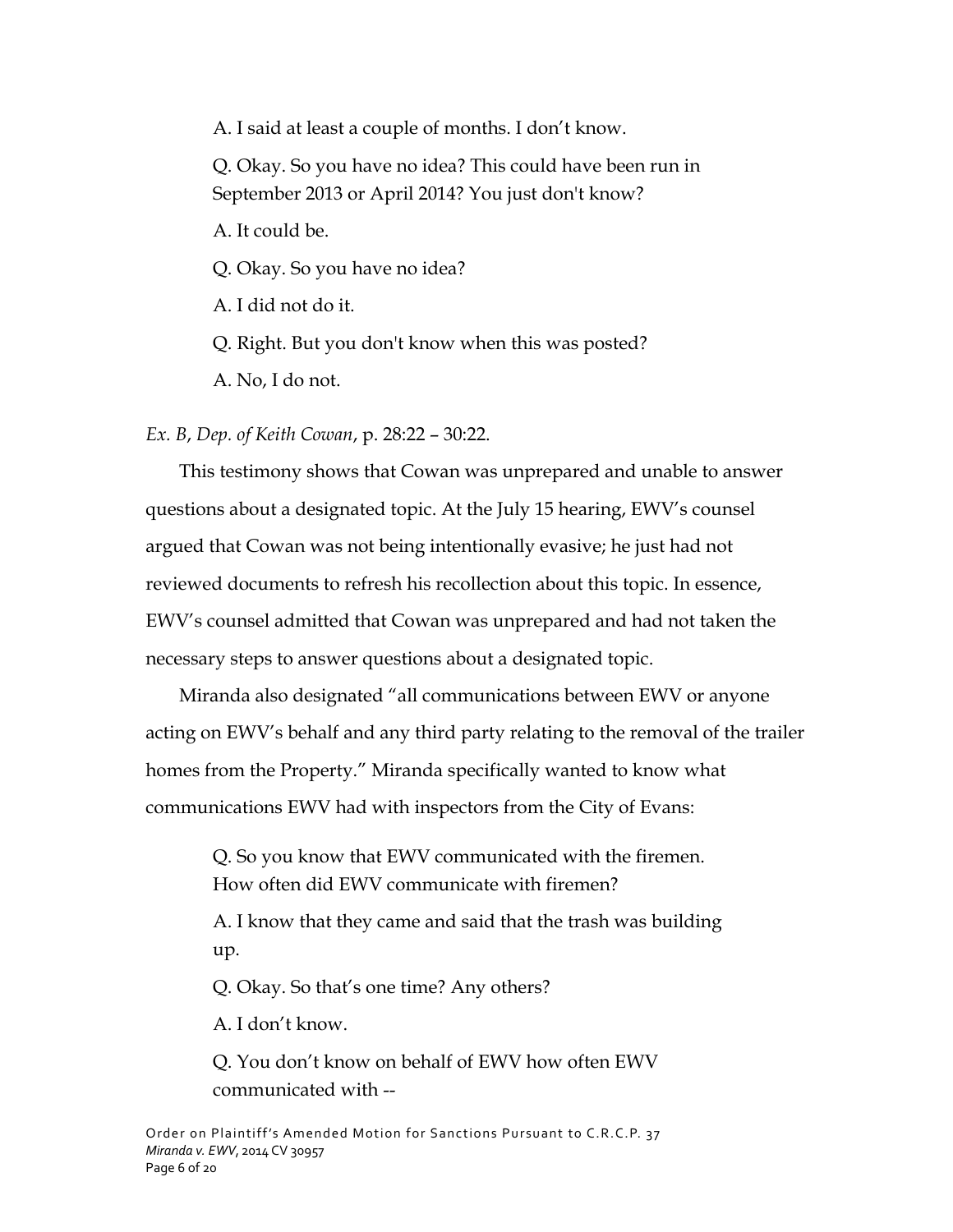> A. I said at least a couple of months. I don't know.
>
> Q. Okay. So you have no idea? This could have been run in September 2013 or April 2014? You just don't know?
>
> A. It could be.
>
> Q. Okay. So you have no idea?
>
> A. I did not do it.
>
> Q. Right. But you don't know when this was posted?
>
> A. No, I do not.

*Ex. B*, *Dep. of Keith Cowan*, p. 28:22 – 30:22.

This testimony shows that Cowan was unprepared and unable to answer questions about a designated topic. At the July 15 hearing, EWV's counsel argued that Cowan was not being intentionally evasive; he just had not reviewed documents to refresh his recollection about this topic. In essence, EWV's counsel admitted that Cowan was unprepared and had not taken the necessary steps to answer questions about a designated topic.

Miranda also designated "all communications between EWV or anyone acting on EWV's behalf and any third party relating to the removal of the trailer homes from the Property." Miranda specifically wanted to know what communications EWV had with inspectors from the City of Evans:

> Q. So you know that EWV communicated with the firemen. How often did EWV communicate with firemen?
>
> A. I know that they came and said that the trash was building up.
>
> Q. Okay. So that's one time? Any others?
>
> A. I don't know.
>
> Q. You don't know on behalf of EWV how often EWV communicated with --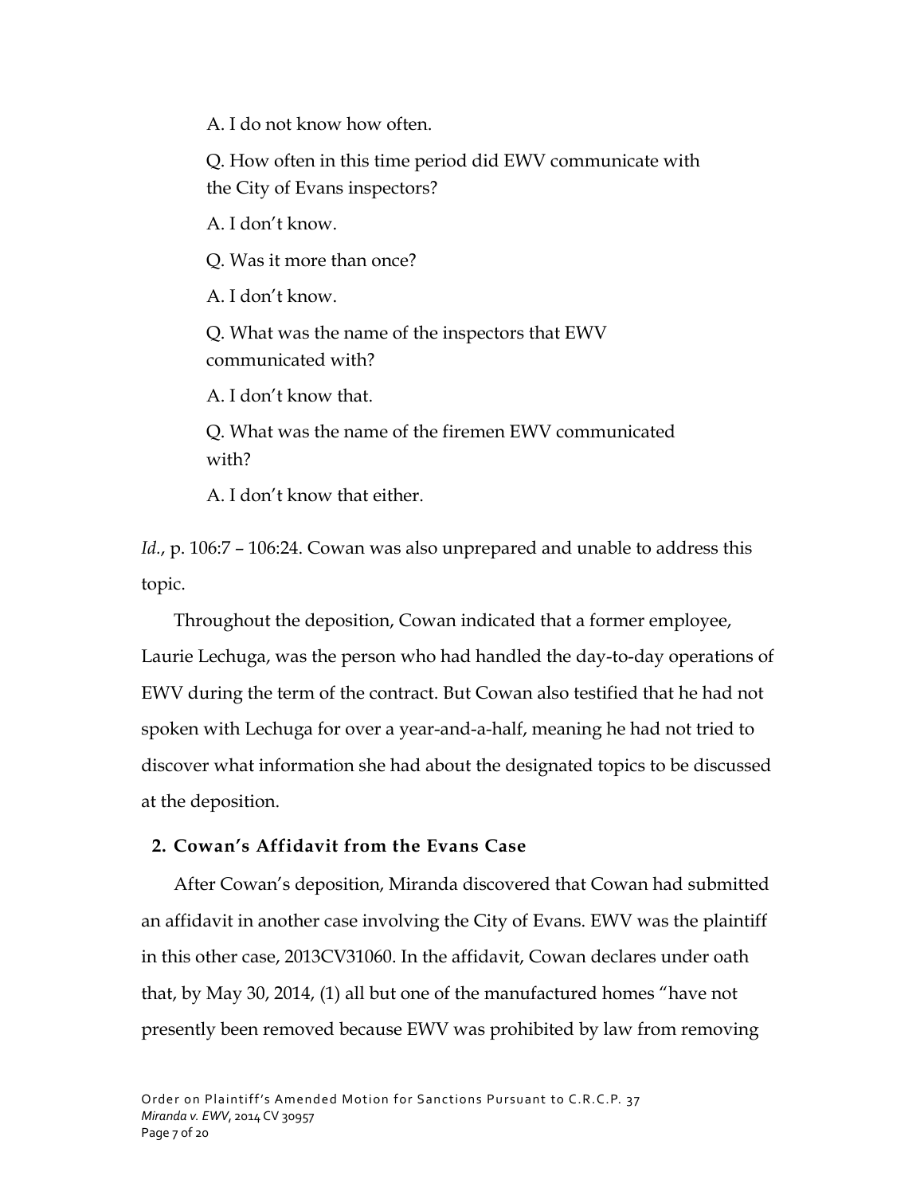A. I do not know how often.

Q. How often in this time period did EWV communicate with the City of Evans inspectors?

A. I don't know.

Q. Was it more than once?

A. I don't know.

Q. What was the name of the inspectors that EWV communicated with?

A. I don't know that.

Q. What was the name of the firemen EWV communicated with?

A. I don't know that either.

*Id.*, p. 106:7 – 106:24. Cowan was also unprepared and unable to address this topic.

Throughout the deposition, Cowan indicated that a former employee, Laurie Lechuga, was the person who had handled the day-to-day operations of EWV during the term of the contract. But Cowan also testified that he had not spoken with Lechuga for over a year-and-a-half, meaning he had not tried to discover what information she had about the designated topics to be discussed at the deposition.

**2. Cowan's Affidavit from the Evans Case**

After Cowan's deposition, Miranda discovered that Cowan had submitted an affidavit in another case involving the City of Evans. EWV was the plaintiff in this other case, 2013CV31060. In the affidavit, Cowan declares under oath that, by May 30, 2014, (1) all but one of the manufactured homes "have not presently been removed because EWV was prohibited by law from removing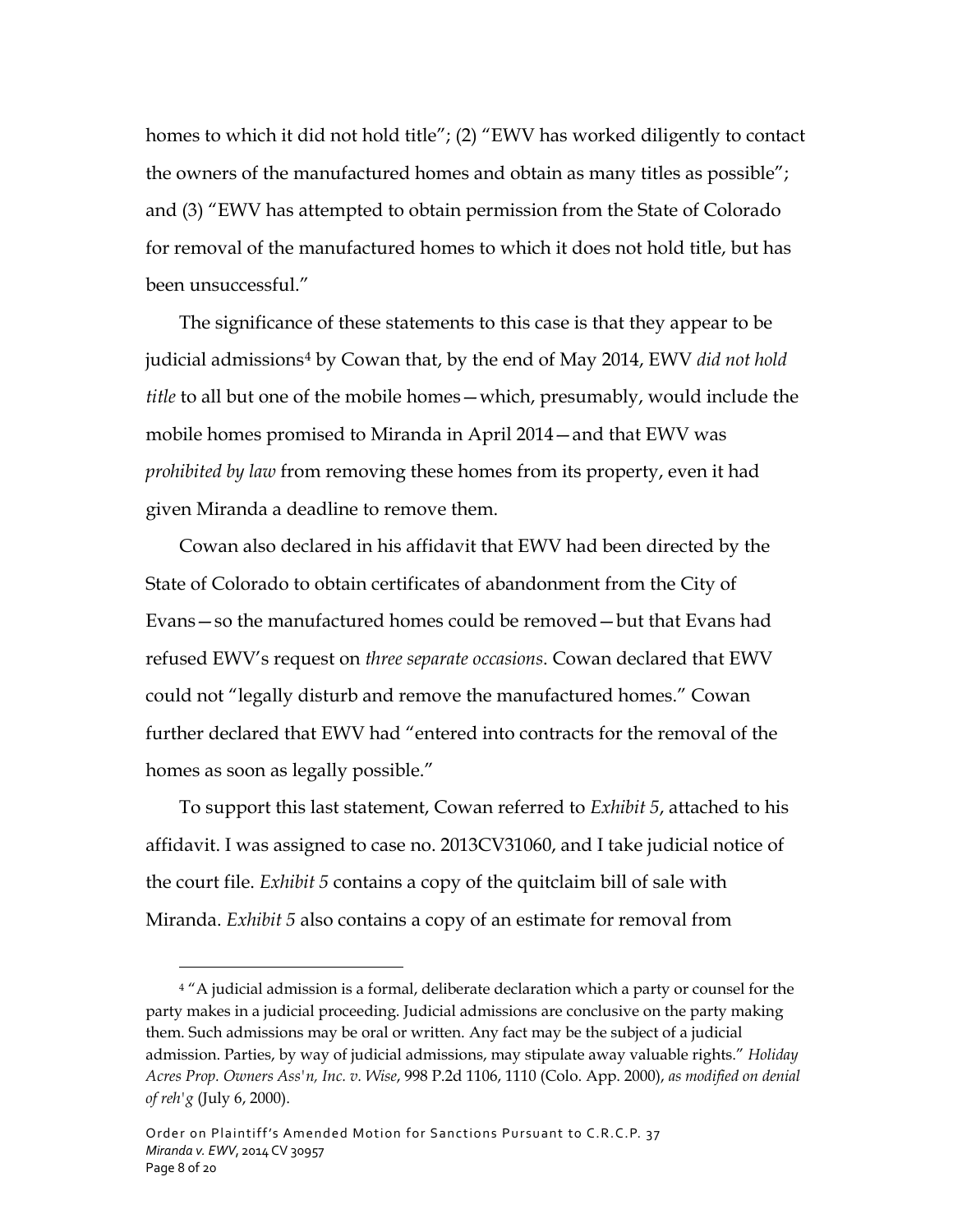homes to which it did not hold title"; (2) "EWV has worked diligently to contact the owners of the manufactured homes and obtain as many titles as possible"; and (3) "EWV has attempted to obtain permission from the State of Colorado for removal of the manufactured homes to which it does not hold title, but has been unsuccessful."

The significance of these statements to this case is that they appear to be judicial admissions[4] by Cowan that, by the end of May 2014, EWV *did not hold title* to all but one of the mobile homes—which, presumably, would include the mobile homes promised to Miranda in April 2014—and that EWV was *prohibited by law* from removing these homes from its property, even it had given Miranda a deadline to remove them.

Cowan also declared in his affidavit that EWV had been directed by the State of Colorado to obtain certificates of abandonment from the City of Evans—so the manufactured homes could be removed—but that Evans had refused EWV's request on *three separate occasions*. Cowan declared that EWV could not "legally disturb and remove the manufactured homes." Cowan further declared that EWV had "entered into contracts for the removal of the homes as soon as legally possible."

To support this last statement, Cowan referred to *Exhibit 5*, attached to his affidavit. I was assigned to case no. 2013CV31060, and I take judicial notice of the court file. *Exhibit 5* contains a copy of the quitclaim bill of sale with Miranda. *Exhibit 5* also contains a copy of an estimate for removal from

[4] "A judicial admission is a formal, deliberate declaration which a party or counsel for the party makes in a judicial proceeding. Judicial admissions are conclusive on the party making them. Such admissions may be oral or written. Any fact may be the subject of a judicial admission. Parties, by way of judicial admissions, may stipulate away valuable rights." *Holiday Acres Prop. Owners Ass'n, Inc. v. Wise*, 998 P.2d 1106, 1110 (Colo. App. 2000), *as modified on denial of reh'g* (July 6, 2000).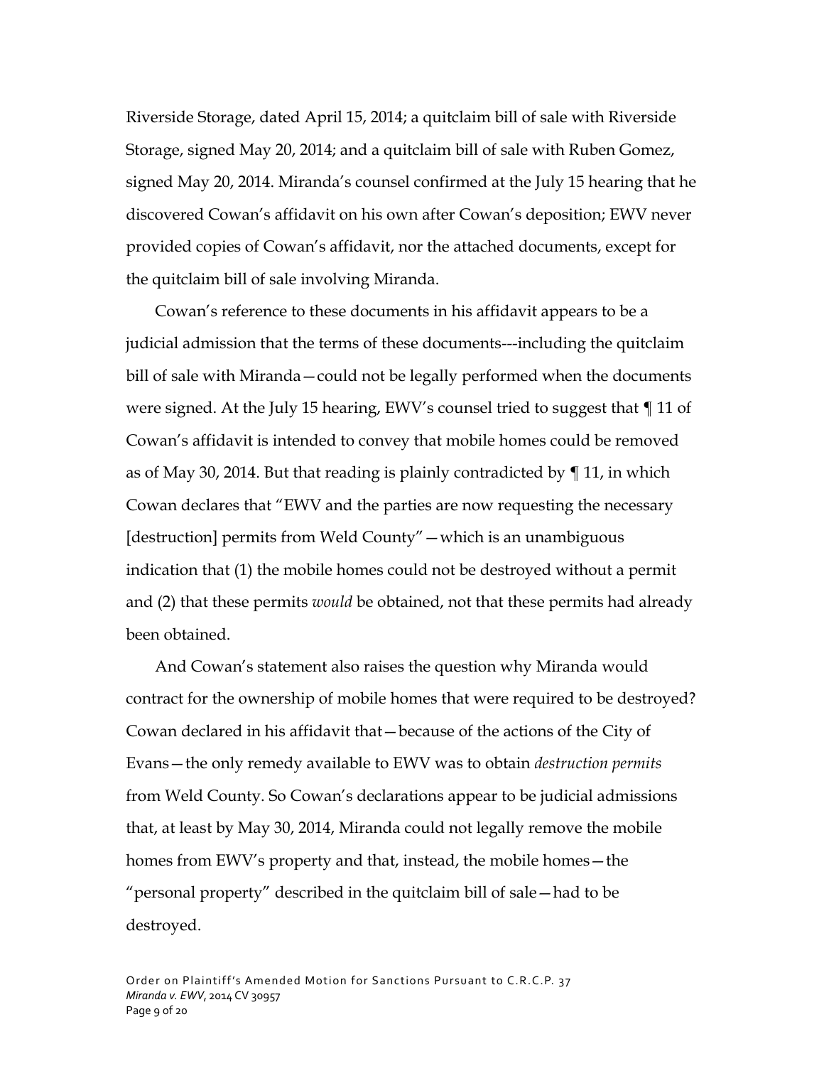Riverside Storage, dated April 15, 2014; a quitclaim bill of sale with Riverside Storage, signed May 20, 2014; and a quitclaim bill of sale with Ruben Gomez, signed May 20, 2014. Miranda's counsel confirmed at the July 15 hearing that he discovered Cowan's affidavit on his own after Cowan's deposition; EWV never provided copies of Cowan's affidavit, nor the attached documents, except for the quitclaim bill of sale involving Miranda.

Cowan's reference to these documents in his affidavit appears to be a judicial admission that the terms of these documents---including the quitclaim bill of sale with Miranda—could not be legally performed when the documents were signed. At the July 15 hearing, EWV's counsel tried to suggest that ¶ 11 of Cowan's affidavit is intended to convey that mobile homes could be removed as of May 30, 2014. But that reading is plainly contradicted by ¶ 11, in which Cowan declares that "EWV and the parties are now requesting the necessary [destruction] permits from Weld County"—which is an unambiguous indication that (1) the mobile homes could not be destroyed without a permit and (2) that these permits *would* be obtained, not that these permits had already been obtained.

And Cowan's statement also raises the question why Miranda would contract for the ownership of mobile homes that were required to be destroyed? Cowan declared in his affidavit that—because of the actions of the City of Evans—the only remedy available to EWV was to obtain *destruction permits* from Weld County. So Cowan's declarations appear to be judicial admissions that, at least by May 30, 2014, Miranda could not legally remove the mobile homes from EWV's property and that, instead, the mobile homes—the "personal property" described in the quitclaim bill of sale—had to be destroyed.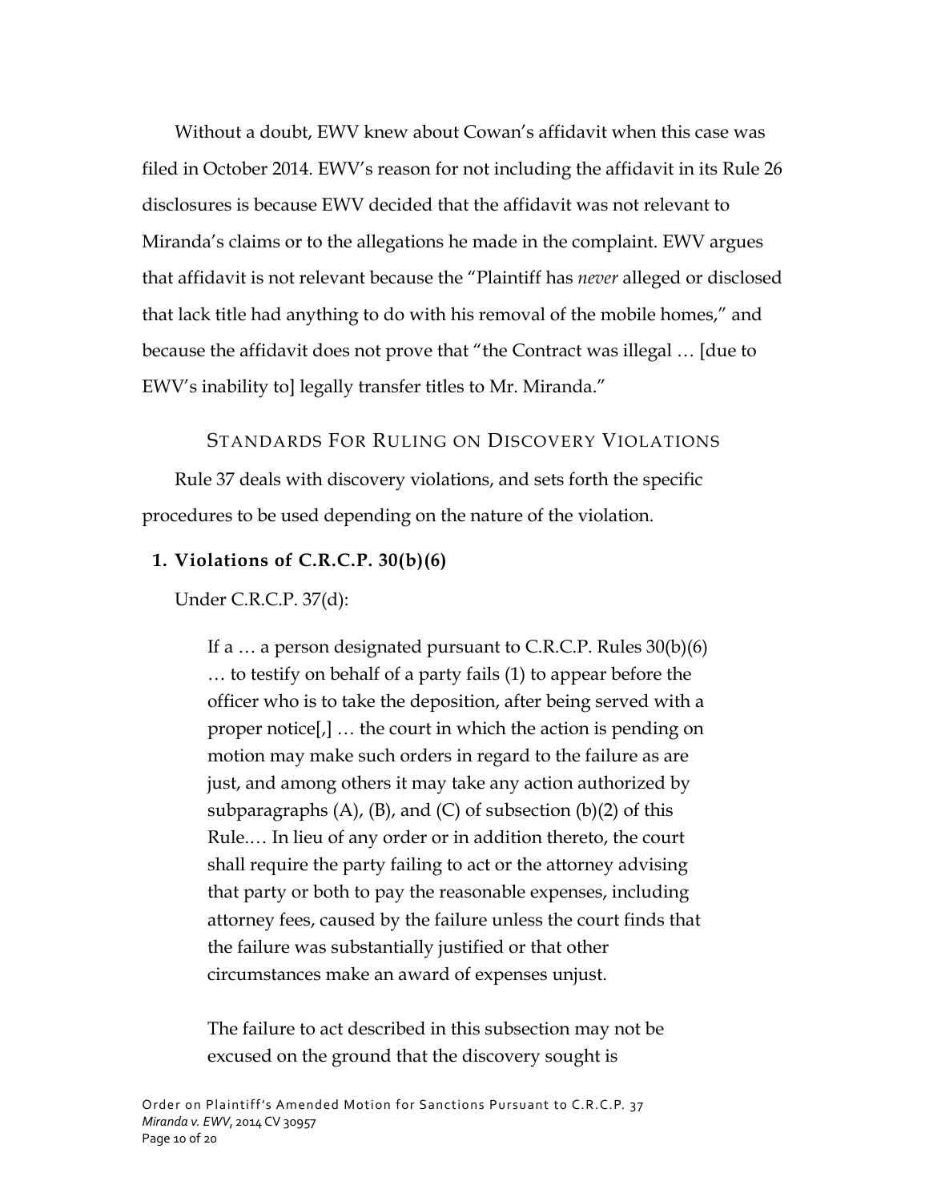Without a doubt, EWV knew about Cowan's affidavit when this case was filed in October 2014. EWV's reason for not including the affidavit in its Rule 26 disclosures is because EWV decided that the affidavit was not relevant to Miranda's claims or to the allegations he made in the complaint. EWV argues that affidavit is not relevant because the "Plaintiff has *never* alleged or disclosed that lack title had anything to do with his removal of the mobile homes," and because the affidavit does not prove that "the Contract was illegal … [due to EWV's inability to] legally transfer titles to Mr. Miranda."

## STANDARDS FOR RULING ON DISCOVERY VIOLATIONS

Rule 37 deals with discovery violations, and sets forth the specific procedures to be used depending on the nature of the violation.

### 1. Violations of C.R.C.P. 30(b)(6)

Under C.R.C.P. 37(d):

> If a … a person designated pursuant to C.R.C.P. Rules 30(b)(6) … to testify on behalf of a party fails (1) to appear before the officer who is to take the deposition, after being served with a proper notice[,] … the court in which the action is pending on motion may make such orders in regard to the failure as are just, and among others it may take any action authorized by subparagraphs (A), (B), and (C) of subsection (b)(2) of this Rule.… In lieu of any order or in addition thereto, the court shall require the party failing to act or the attorney advising that party or both to pay the reasonable expenses, including attorney fees, caused by the failure unless the court finds that the failure was substantially justified or that other circumstances make an award of expenses unjust.
>
> The failure to act described in this subsection may not be excused on the ground that the discovery sought is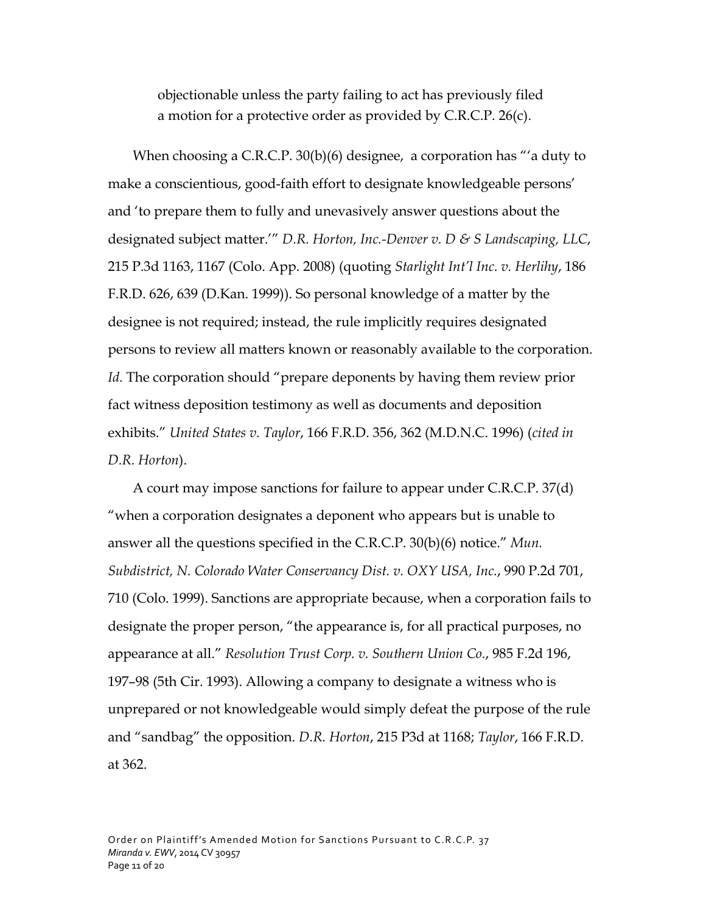> objectionable unless the party failing to act has previously filed a motion for a protective order as provided by C.R.C.P. 26(c).

When choosing a C.R.C.P. 30(b)(6) designee, a corporation has "'a duty to make a conscientious, good-faith effort to designate knowledgeable persons' and 'to prepare them to fully and unevasively answer questions about the designated subject matter.'" *D.R. Horton, Inc.-Denver v. D & S Landscaping, LLC*, 215 P.3d 1163, 1167 (Colo. App. 2008) (quoting *Starlight Int'l Inc. v. Herlihy*, 186 F.R.D. 626, 639 (D.Kan. 1999)). So personal knowledge of a matter by the designee is not required; instead, the rule implicitly requires designated persons to review all matters known or reasonably available to the corporation. *Id.* The corporation should "prepare deponents by having them review prior fact witness deposition testimony as well as documents and deposition exhibits." *United States v. Taylor*, 166 F.R.D. 356, 362 (M.D.N.C. 1996) (*cited in D.R. Horton*).

A court may impose sanctions for failure to appear under C.R.C.P. 37(d) "when a corporation designates a deponent who appears but is unable to answer all the questions specified in the C.R.C.P. 30(b)(6) notice." *Mun. Subdistrict, N. Colorado Water Conservancy Dist. v. OXY USA, Inc.*, 990 P.2d 701, 710 (Colo. 1999). Sanctions are appropriate because, when a corporation fails to designate the proper person, "the appearance is, for all practical purposes, no appearance at all." *Resolution Trust Corp. v. Southern Union Co.*, 985 F.2d 196, 197–98 (5th Cir. 1993). Allowing a company to designate a witness who is unprepared or not knowledgeable would simply defeat the purpose of the rule and "sandbag" the opposition. *D.R. Horton*, 215 P3d at 1168; *Taylor*, 166 F.R.D. at 362.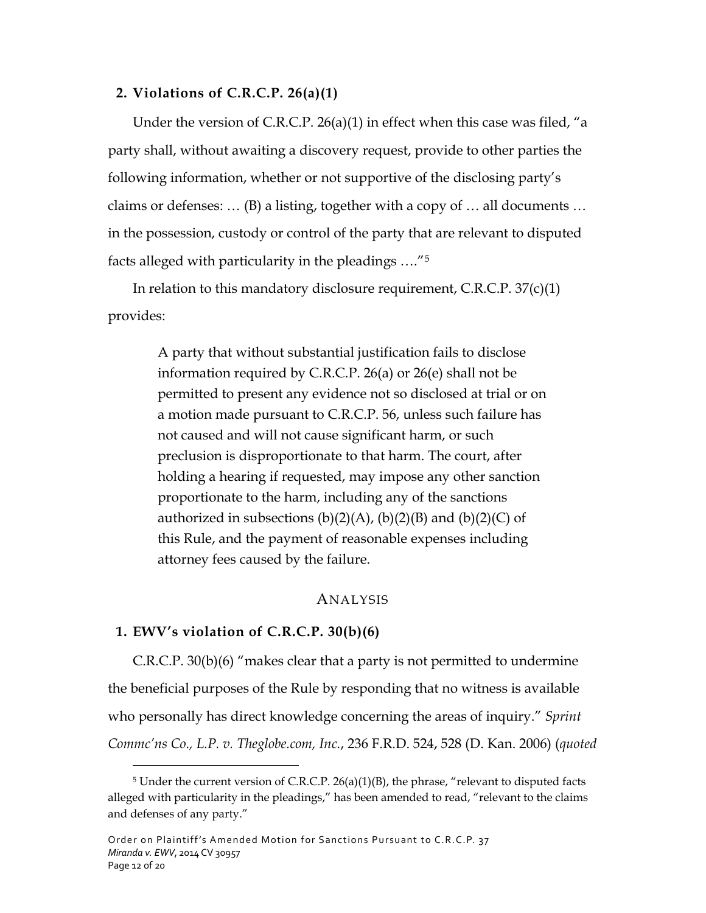## 2. Violations of C.R.C.P. 26(a)(1)

Under the version of C.R.C.P. 26(a)(1) in effect when this case was filed, "a party shall, without awaiting a discovery request, provide to other parties the following information, whether or not supportive of the disclosing party's claims or defenses: … (B) a listing, together with a copy of … all documents … in the possession, custody or control of the party that are relevant to disputed facts alleged with particularity in the pleadings …."[5]

In relation to this mandatory disclosure requirement, C.R.C.P. 37(c)(1) provides:

> A party that without substantial justification fails to disclose information required by C.R.C.P. 26(a) or 26(e) shall not be permitted to present any evidence not so disclosed at trial or on a motion made pursuant to C.R.C.P. 56, unless such failure has not caused and will not cause significant harm, or such preclusion is disproportionate to that harm. The court, after holding a hearing if requested, may impose any other sanction proportionate to the harm, including any of the sanctions authorized in subsections (b)(2)(A), (b)(2)(B) and (b)(2)(C) of this Rule, and the payment of reasonable expenses including attorney fees caused by the failure.

# ANALYSIS

## 1. EWV's violation of C.R.C.P. 30(b)(6)

C.R.C.P. 30(b)(6) "makes clear that a party is not permitted to undermine the beneficial purposes of the Rule by responding that no witness is available who personally has direct knowledge concerning the areas of inquiry." *Sprint Commc'ns Co., L.P. v. Theglobe.com, Inc.*, 236 F.R.D. 524, 528 (D. Kan. 2006) (*quoted*

---

[5] Under the current version of C.R.C.P. 26(a)(1)(B), the phrase, "relevant to disputed facts alleged with particularity in the pleadings," has been amended to read, "relevant to the claims and defenses of any party."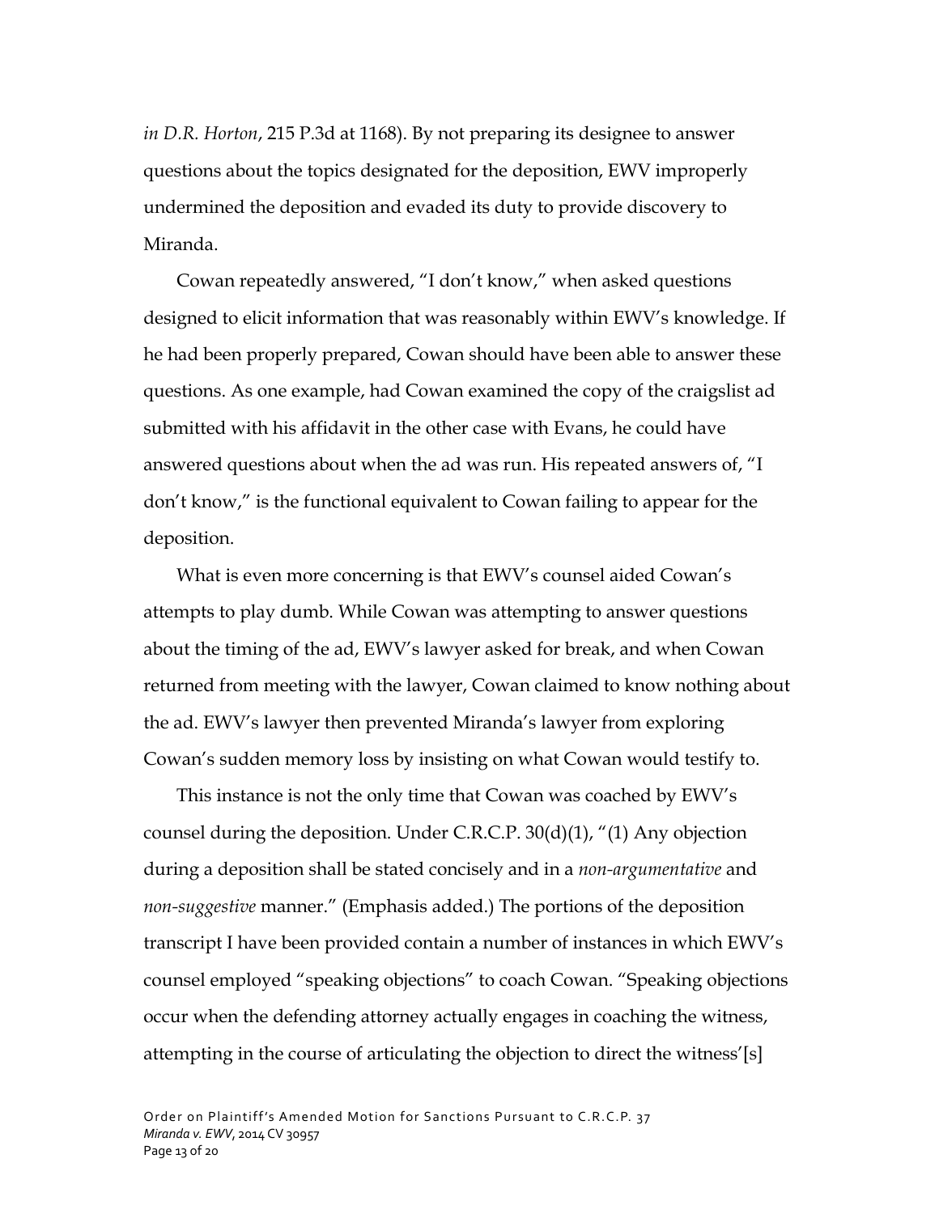*in D.R. Horton*, 215 P.3d at 1168). By not preparing its designee to answer questions about the topics designated for the deposition, EWV improperly undermined the deposition and evaded its duty to provide discovery to Miranda.

Cowan repeatedly answered, "I don't know," when asked questions designed to elicit information that was reasonably within EWV's knowledge. If he had been properly prepared, Cowan should have been able to answer these questions. As one example, had Cowan examined the copy of the craigslist ad submitted with his affidavit in the other case with Evans, he could have answered questions about when the ad was run. His repeated answers of, "I don't know," is the functional equivalent to Cowan failing to appear for the deposition.

What is even more concerning is that EWV's counsel aided Cowan's attempts to play dumb. While Cowan was attempting to answer questions about the timing of the ad, EWV's lawyer asked for break, and when Cowan returned from meeting with the lawyer, Cowan claimed to know nothing about the ad. EWV's lawyer then prevented Miranda's lawyer from exploring Cowan's sudden memory loss by insisting on what Cowan would testify to.

This instance is not the only time that Cowan was coached by EWV's counsel during the deposition. Under C.R.C.P. 30(d)(1), "(1) Any objection during a deposition shall be stated concisely and in a *non-argumentative* and *non-suggestive* manner." (Emphasis added.) The portions of the deposition transcript I have been provided contain a number of instances in which EWV's counsel employed "speaking objections" to coach Cowan. "Speaking objections occur when the defending attorney actually engages in coaching the witness, attempting in the course of articulating the objection to direct the witness'[s]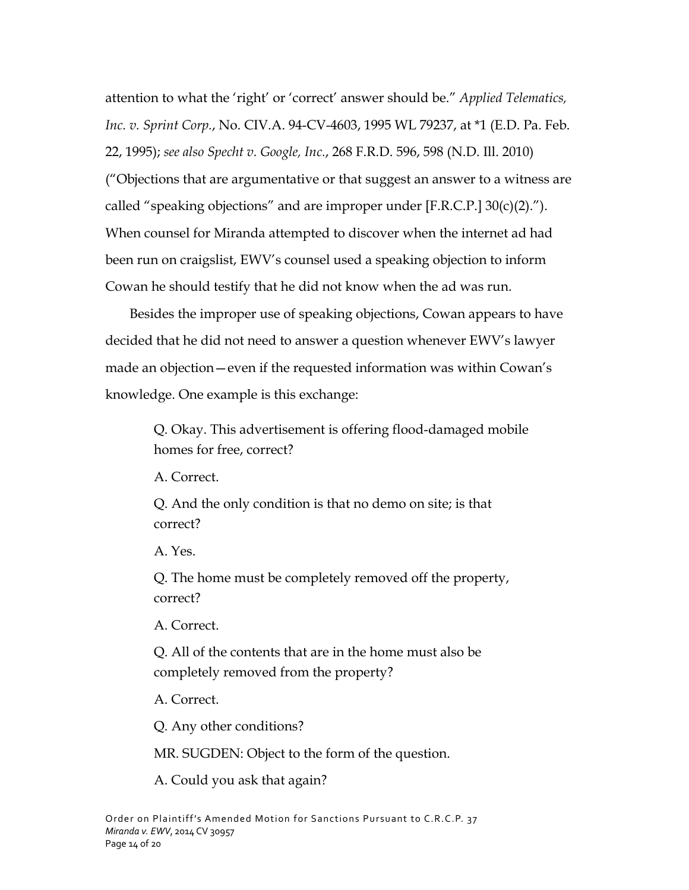attention to what the 'right' or 'correct' answer should be." *Applied Telematics, Inc. v. Sprint Corp.*, No. CIV.A. 94-CV-4603, 1995 WL 79237, at *1 (E.D. Pa. Feb. 22, 1995); *see also Specht v. Google, Inc.*, 268 F.R.D. 596, 598 (N.D. Ill. 2010) ("Objections that are argumentative or that suggest an answer to a witness are called "speaking objections" and are improper under [F.R.C.P.] 30(c)(2)."). When counsel for Miranda attempted to discover when the internet ad had been run on craigslist, EWV's counsel used a speaking objection to inform Cowan he should testify that he did not know when the ad was run.

Besides the improper use of speaking objections, Cowan appears to have decided that he did not need to answer a question whenever EWV's lawyer made an objection—even if the requested information was within Cowan's knowledge. One example is this exchange:

> Q. Okay. This advertisement is offering flood-damaged mobile homes for free, correct?
>
> A. Correct.
>
> Q. And the only condition is that no demo on site; is that correct?
>
> A. Yes.
>
> Q. The home must be completely removed off the property, correct?
>
> A. Correct.
>
> Q. All of the contents that are in the home must also be completely removed from the property?
>
> A. Correct.
>
> Q. Any other conditions?
>
> MR. SUGDEN: Object to the form of the question.
>
> A. Could you ask that again?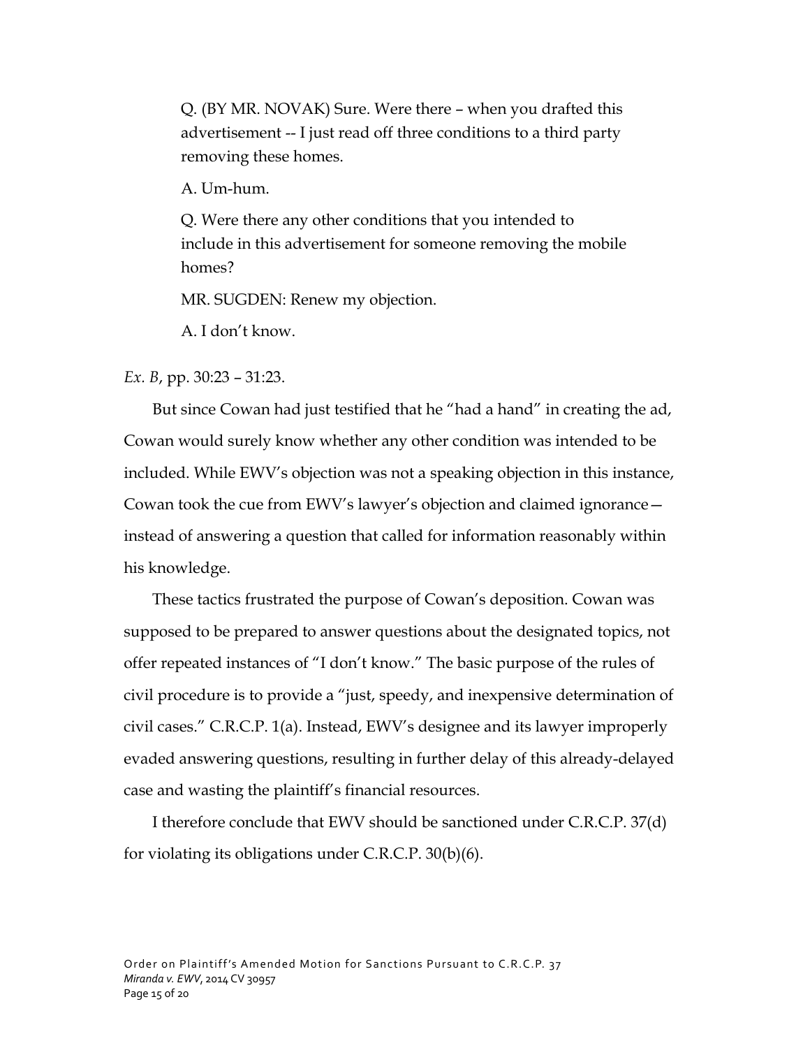> Q. (BY MR. NOVAK) Sure. Were there – when you drafted this advertisement -- I just read off three conditions to a third party removing these homes.
>
> A. Um-hum.
>
> Q. Were there any other conditions that you intended to include in this advertisement for someone removing the mobile homes?
>
> MR. SUGDEN: Renew my objection.
>
> A. I don't know.

*Ex. B*, pp. 30:23 – 31:23.

But since Cowan had just testified that he "had a hand" in creating the ad, Cowan would surely know whether any other condition was intended to be included. While EWV's objection was not a speaking objection in this instance, Cowan took the cue from EWV's lawyer's objection and claimed ignorance—instead of answering a question that called for information reasonably within his knowledge.

These tactics frustrated the purpose of Cowan's deposition. Cowan was supposed to be prepared to answer questions about the designated topics, not offer repeated instances of "I don't know." The basic purpose of the rules of civil procedure is to provide a "just, speedy, and inexpensive determination of civil cases." C.R.C.P. 1(a). Instead, EWV's designee and its lawyer improperly evaded answering questions, resulting in further delay of this already-delayed case and wasting the plaintiff's financial resources.

I therefore conclude that EWV should be sanctioned under C.R.C.P. 37(d) for violating its obligations under C.R.C.P. 30(b)(6).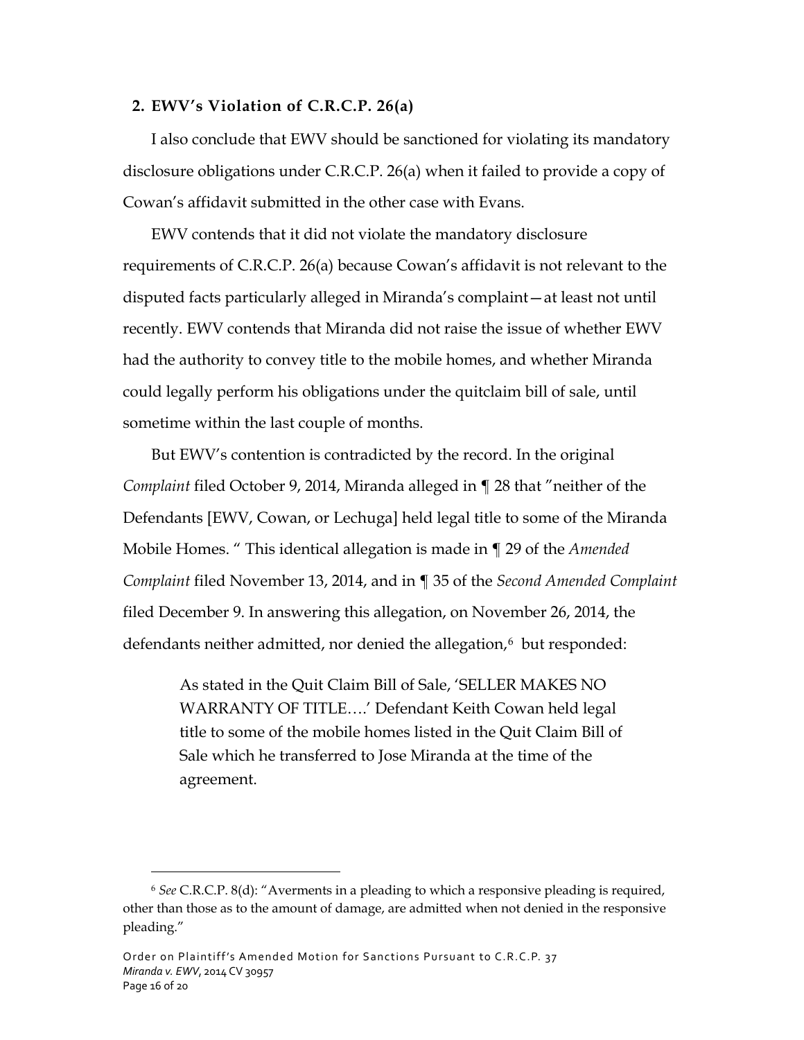## 2. EWV's Violation of C.R.C.P. 26(a)

I also conclude that EWV should be sanctioned for violating its mandatory disclosure obligations under C.R.C.P. 26(a) when it failed to provide a copy of Cowan's affidavit submitted in the other case with Evans.

EWV contends that it did not violate the mandatory disclosure requirements of C.R.C.P. 26(a) because Cowan's affidavit is not relevant to the disputed facts particularly alleged in Miranda's complaint—at least not until recently. EWV contends that Miranda did not raise the issue of whether EWV had the authority to convey title to the mobile homes, and whether Miranda could legally perform his obligations under the quitclaim bill of sale, until sometime within the last couple of months.

But EWV's contention is contradicted by the record. In the original *Complaint* filed October 9, 2014, Miranda alleged in ¶ 28 that "neither of the Defendants [EWV, Cowan, or Lechuga] held legal title to some of the Miranda Mobile Homes. " This identical allegation is made in ¶ 29 of the *Amended Complaint* filed November 13, 2014, and in ¶ 35 of the *Second Amended Complaint* filed December 9. In answering this allegation, on November 26, 2014, the defendants neither admitted, nor denied the allegation,[6] but responded:

> As stated in the Quit Claim Bill of Sale, 'SELLER MAKES NO WARRANTY OF TITLE….' Defendant Keith Cowan held legal title to some of the mobile homes listed in the Quit Claim Bill of Sale which he transferred to Jose Miranda at the time of the agreement.

[6] *See* C.R.C.P. 8(d): "Averments in a pleading to which a responsive pleading is required, other than those as to the amount of damage, are admitted when not denied in the responsive pleading."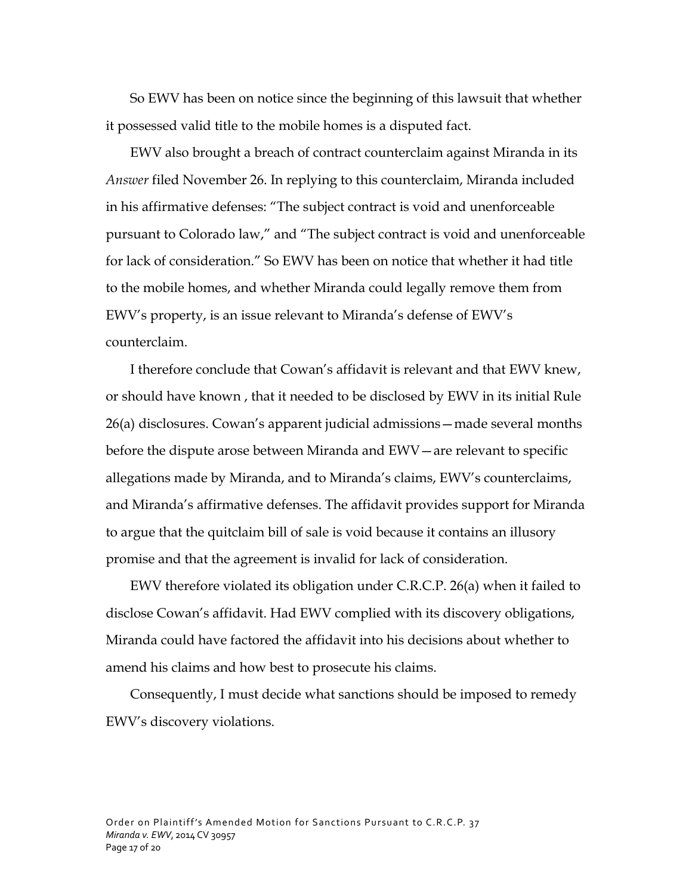So EWV has been on notice since the beginning of this lawsuit that whether it possessed valid title to the mobile homes is a disputed fact.

EWV also brought a breach of contract counterclaim against Miranda in its *Answer* filed November 26. In replying to this counterclaim, Miranda included in his affirmative defenses: "The subject contract is void and unenforceable pursuant to Colorado law," and "The subject contract is void and unenforceable for lack of consideration." So EWV has been on notice that whether it had title to the mobile homes, and whether Miranda could legally remove them from EWV's property, is an issue relevant to Miranda's defense of EWV's counterclaim.

I therefore conclude that Cowan's affidavit is relevant and that EWV knew, or should have known , that it needed to be disclosed by EWV in its initial Rule 26(a) disclosures. Cowan's apparent judicial admissions—made several months before the dispute arose between Miranda and EWV—are relevant to specific allegations made by Miranda, and to Miranda's claims, EWV's counterclaims, and Miranda's affirmative defenses. The affidavit provides support for Miranda to argue that the quitclaim bill of sale is void because it contains an illusory promise and that the agreement is invalid for lack of consideration.

EWV therefore violated its obligation under C.R.C.P. 26(a) when it failed to disclose Cowan's affidavit. Had EWV complied with its discovery obligations, Miranda could have factored the affidavit into his decisions about whether to amend his claims and how best to prosecute his claims.

Consequently, I must decide what sanctions should be imposed to remedy EWV's discovery violations.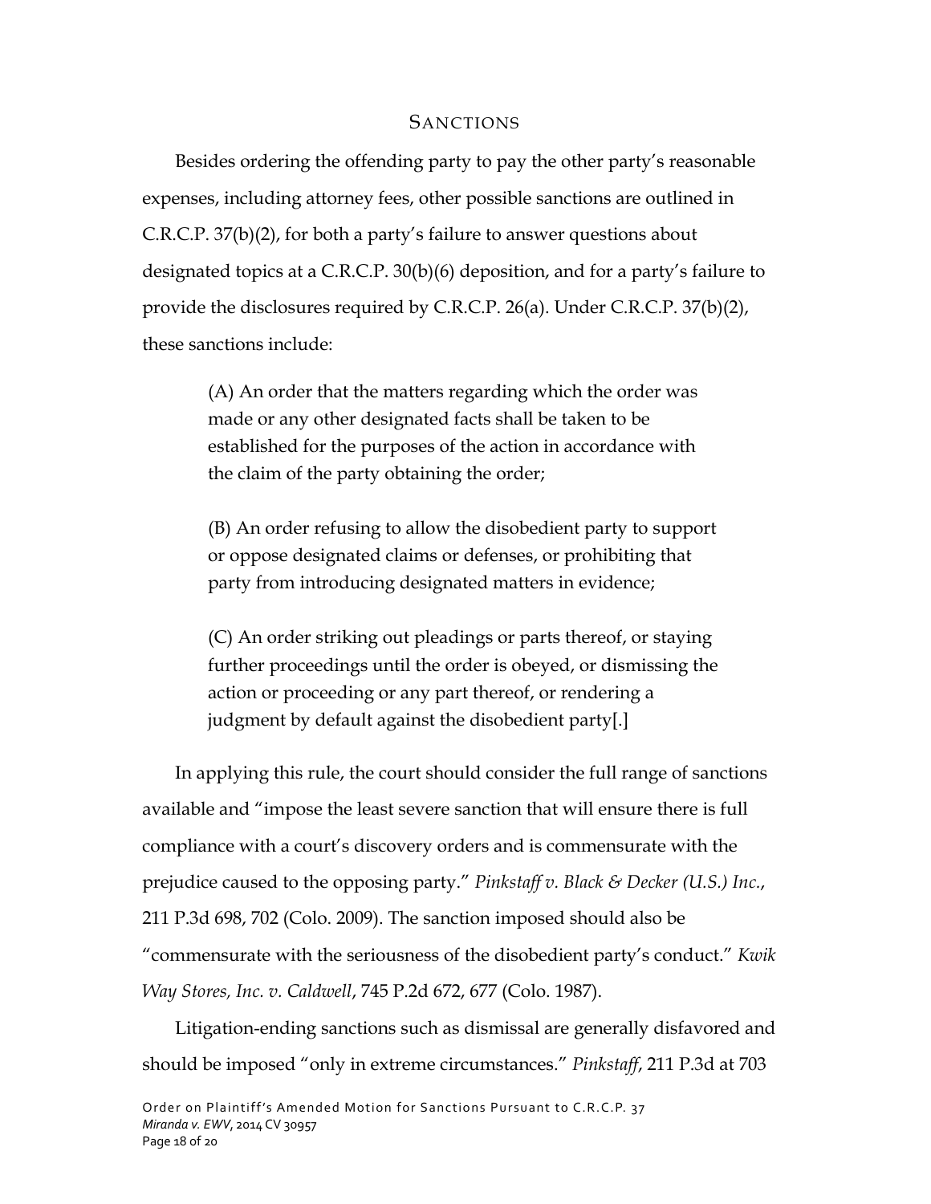## Sanctions

Besides ordering the offending party to pay the other party's reasonable expenses, including attorney fees, other possible sanctions are outlined in C.R.C.P. 37(b)(2), for both a party's failure to answer questions about designated topics at a C.R.C.P. 30(b)(6) deposition, and for a party's failure to provide the disclosures required by C.R.C.P. 26(a). Under C.R.C.P. 37(b)(2), these sanctions include:

> (A) An order that the matters regarding which the order was made or any other designated facts shall be taken to be established for the purposes of the action in accordance with the claim of the party obtaining the order;
>
> (B) An order refusing to allow the disobedient party to support or oppose designated claims or defenses, or prohibiting that party from introducing designated matters in evidence;
>
> (C) An order striking out pleadings or parts thereof, or staying further proceedings until the order is obeyed, or dismissing the action or proceeding or any part thereof, or rendering a judgment by default against the disobedient party[.]

In applying this rule, the court should consider the full range of sanctions available and "impose the least severe sanction that will ensure there is full compliance with a court's discovery orders and is commensurate with the prejudice caused to the opposing party." *Pinkstaff v. Black & Decker (U.S.) Inc.*, 211 P.3d 698, 702 (Colo. 2009). The sanction imposed should also be "commensurate with the seriousness of the disobedient party's conduct." *Kwik Way Stores, Inc. v. Caldwell*, 745 P.2d 672, 677 (Colo. 1987).

Litigation-ending sanctions such as dismissal are generally disfavored and should be imposed "only in extreme circumstances." *Pinkstaff*, 211 P.3d at 703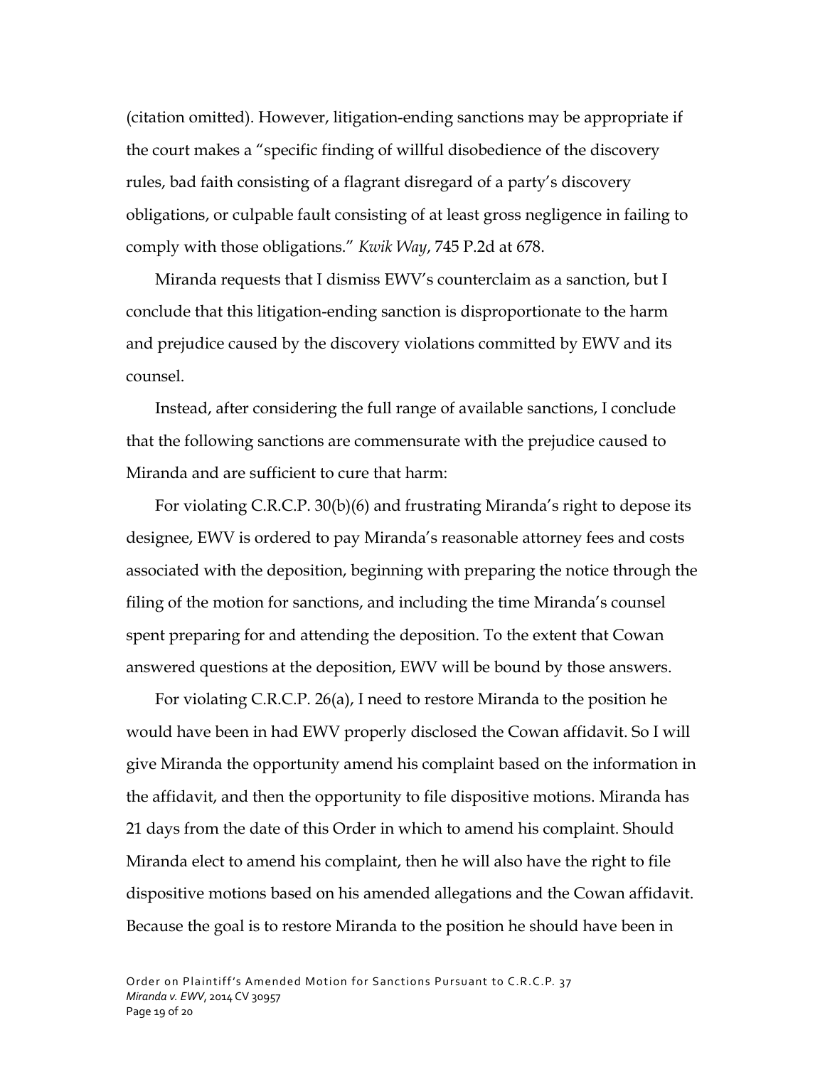(citation omitted). However, litigation-ending sanctions may be appropriate if the court makes a "specific finding of willful disobedience of the discovery rules, bad faith consisting of a flagrant disregard of a party's discovery obligations, or culpable fault consisting of at least gross negligence in failing to comply with those obligations." *Kwik Way*, 745 P.2d at 678.

Miranda requests that I dismiss EWV's counterclaim as a sanction, but I conclude that this litigation-ending sanction is disproportionate to the harm and prejudice caused by the discovery violations committed by EWV and its counsel.

Instead, after considering the full range of available sanctions, I conclude that the following sanctions are commensurate with the prejudice caused to Miranda and are sufficient to cure that harm:

For violating C.R.C.P. 30(b)(6) and frustrating Miranda's right to depose its designee, EWV is ordered to pay Miranda's reasonable attorney fees and costs associated with the deposition, beginning with preparing the notice through the filing of the motion for sanctions, and including the time Miranda's counsel spent preparing for and attending the deposition. To the extent that Cowan answered questions at the deposition, EWV will be bound by those answers.

For violating C.R.C.P. 26(a), I need to restore Miranda to the position he would have been in had EWV properly disclosed the Cowan affidavit. So I will give Miranda the opportunity amend his complaint based on the information in the affidavit, and then the opportunity to file dispositive motions. Miranda has 21 days from the date of this Order in which to amend his complaint. Should Miranda elect to amend his complaint, then he will also have the right to file dispositive motions based on his amended allegations and the Cowan affidavit. Because the goal is to restore Miranda to the position he should have been in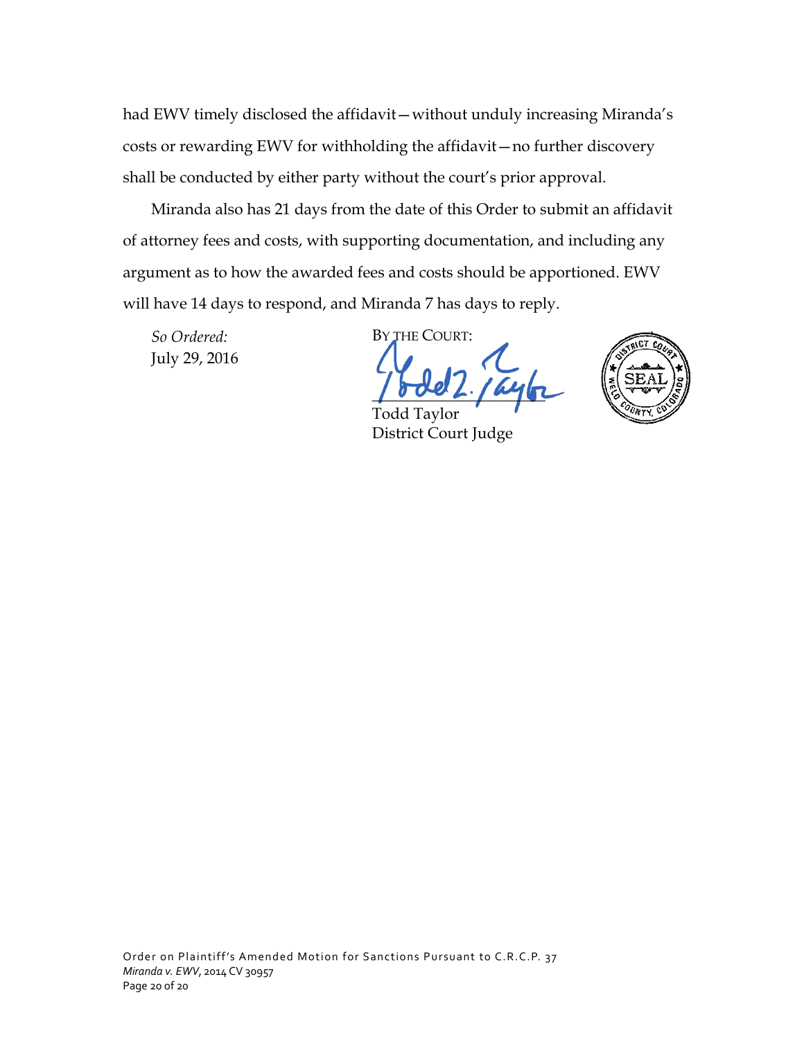had EWV timely disclosed the affidavit—without unduly increasing Miranda's costs or rewarding EWV for withholding the affidavit—no further discovery shall be conducted by either party without the court's prior approval.

Miranda also has 21 days from the date of this Order to submit an affidavit of attorney fees and costs, with supporting documentation, and including any argument as to how the awarded fees and costs should be apportioned. EWV will have 14 days to respond, and Miranda 7 has days to reply.

*So Ordered:*
July 29, 2016

BY THE COURT:

Todd Taylor
District Court Judge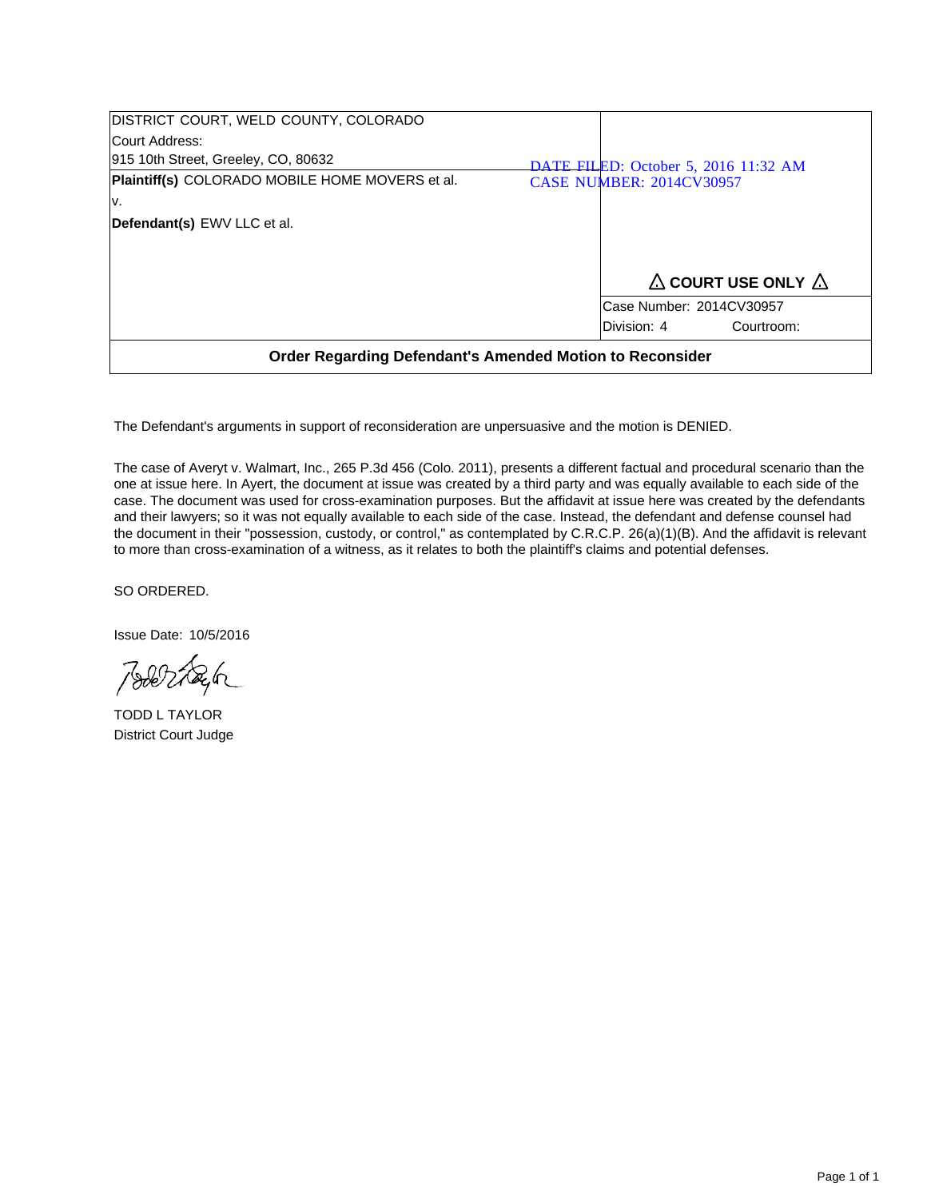| | |
|---|---|
| DISTRICT COURT, WELD COUNTY, COLORADO<br>Court Address:<br>915 10th Street, Greeley, CO, 80632 | DATE FILED: October 5, 2016 11:32 AM<br>CASE NUMBER: 2014CV30957 |
| **Plaintiff(s)** COLORADO MOBILE HOME MOVERS et al.<br>v.<br>**Defendant(s)** EWV LLC et al. | ⚠ **COURT USE ONLY** ⚠ |
| | Case Number: 2014CV30957<br>Division: 4 Courtroom: |

**Order Regarding Defendant's Amended Motion to Reconsider**

The Defendant's arguments in support of reconsideration are unpersuasive and the motion is DENIED.

The case of Averyt v. Walmart, Inc., 265 P.3d 456 (Colo. 2011), presents a different factual and procedural scenario than the one at issue here. In Ayert, the document at issue was created by a third party and was equally available to each side of the case. The document was used for cross-examination purposes. But the affidavit at issue here was created by the defendants and their lawyers; so it was not equally available to each side of the case. Instead, the defendant and defense counsel had the document in their "possession, custody, or control," as contemplated by C.R.C.P. 26(a)(1)(B). And the affidavit is relevant to more than cross-examination of a witness, as it relates to both the plaintiff's claims and potential defenses.

SO ORDERED.

Issue Date: 10/5/2016

TODD L TAYLOR
District Court Judge